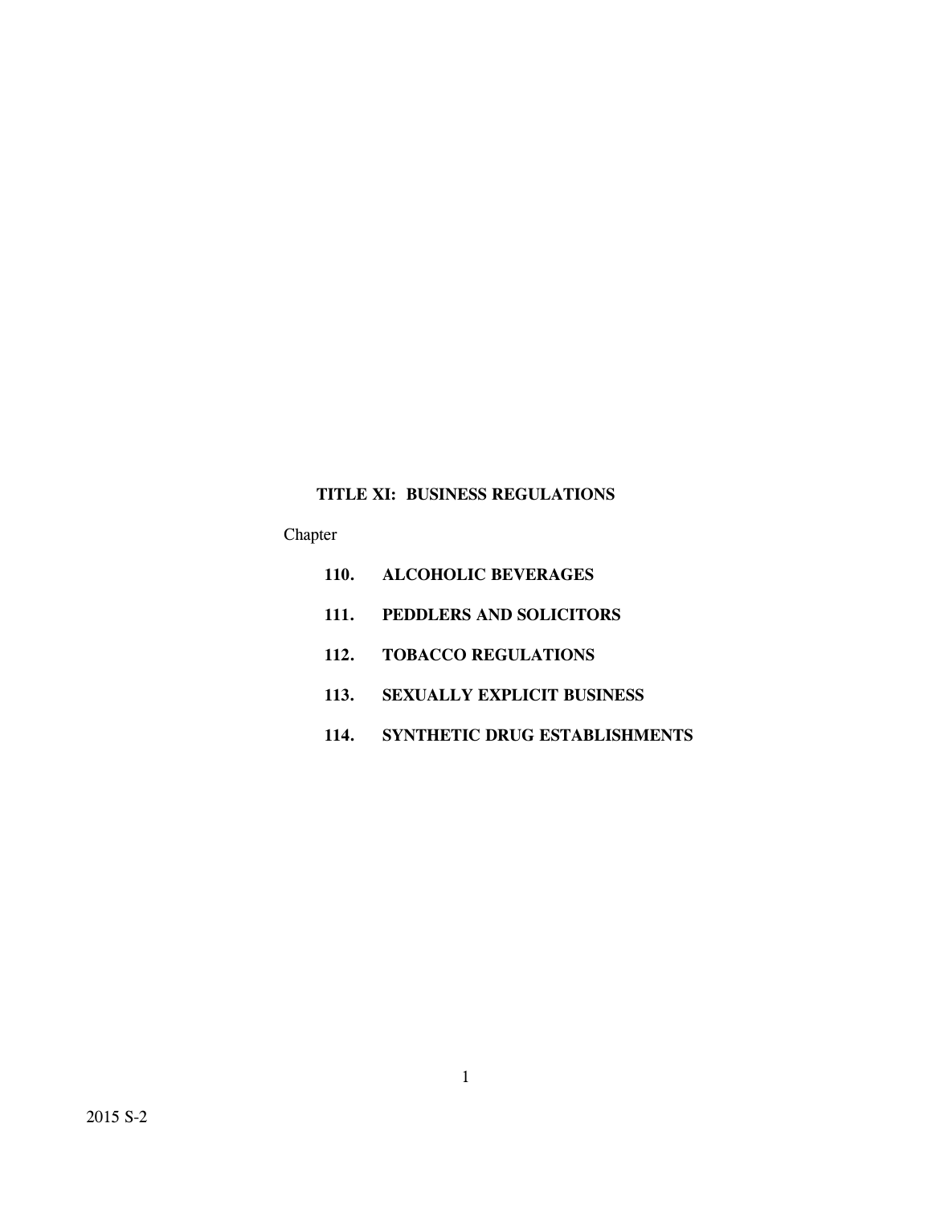# TITLE XI: BUSINESS REGULATIONS

Chapter

**110. ALCOHOLIC BEVERAGES**

**111. PEDDLERS AND SOLICITORS**

**112. TOBACCO REGULATIONS**

**113. SEXUALLY EXPLICIT BUSINESS**

**114. SYNTHETIC DRUG ESTABLISHMENTS**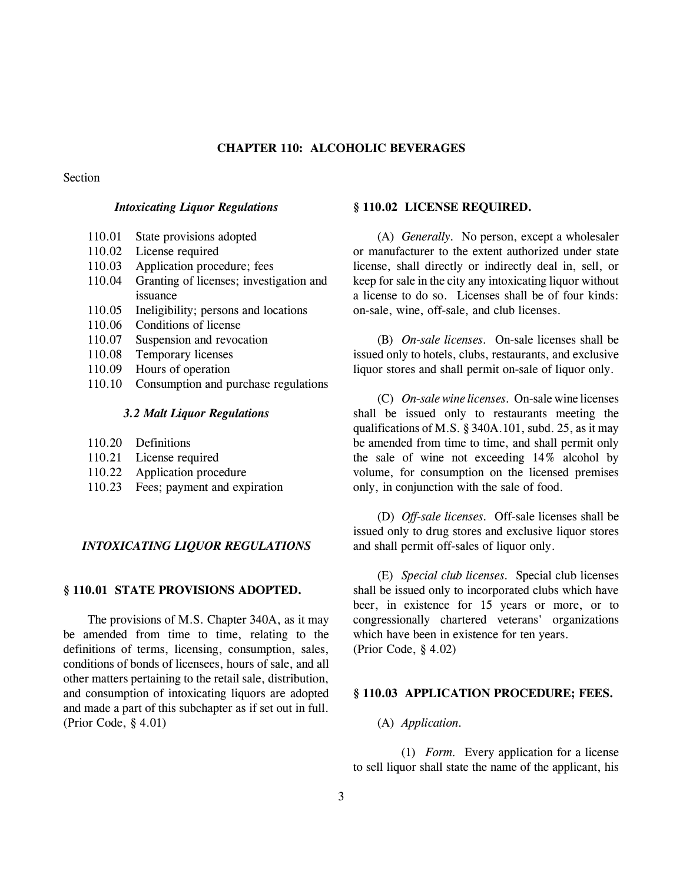# CHAPTER 110: ALCOHOLIC BEVERAGES

Section

*Intoxicating Liquor Regulations*

110.01 State provisions adopted
110.02 License required
110.03 Application procedure; fees
110.04 Granting of licenses; investigation and issuance
110.05 Ineligibility; persons and locations
110.06 Conditions of license
110.07 Suspension and revocation
110.08 Temporary licenses
110.09 Hours of operation
110.10 Consumption and purchase regulations

*3.2 Malt Liquor Regulations*

110.20 Definitions
110.21 License required
110.22 Application procedure
110.23 Fees; payment and expiration

## *INTOXICATING LIQUOR REGULATIONS*

### § 110.01 STATE PROVISIONS ADOPTED.

The provisions of M.S. Chapter 340A, as it may be amended from time to time, relating to the definitions of terms, licensing, consumption, sales, conditions of bonds of licensees, hours of sale, and all other matters pertaining to the retail sale, distribution, and consumption of intoxicating liquors are adopted and made a part of this subchapter as if set out in full.
(Prior Code, § 4.01)

### § 110.02 LICENSE REQUIRED.

(A) *Generally.* No person, except a wholesaler or manufacturer to the extent authorized under state license, shall directly or indirectly deal in, sell, or keep for sale in the city any intoxicating liquor without a license to do so. Licenses shall be of four kinds: on-sale, wine, off-sale, and club licenses.

(B) *On-sale licenses.* On-sale licenses shall be issued only to hotels, clubs, restaurants, and exclusive liquor stores and shall permit on-sale of liquor only.

(C) *On-sale wine licenses.* On-sale wine licenses shall be issued only to restaurants meeting the qualifications of M.S. § 340A.101, subd. 25, as it may be amended from time to time, and shall permit only the sale of wine not exceeding 14% alcohol by volume, for consumption on the licensed premises only, in conjunction with the sale of food.

(D) *Off-sale licenses.* Off-sale licenses shall be issued only to drug stores and exclusive liquor stores and shall permit off-sales of liquor only.

(E) *Special club licenses.* Special club licenses shall be issued only to incorporated clubs which have beer, in existence for 15 years or more, or to congressionally chartered veterans' organizations which have been in existence for ten years.
(Prior Code, § 4.02)

### § 110.03 APPLICATION PROCEDURE; FEES.

(A) *Application.*

(1) *Form.* Every application for a license to sell liquor shall state the name of the applicant, his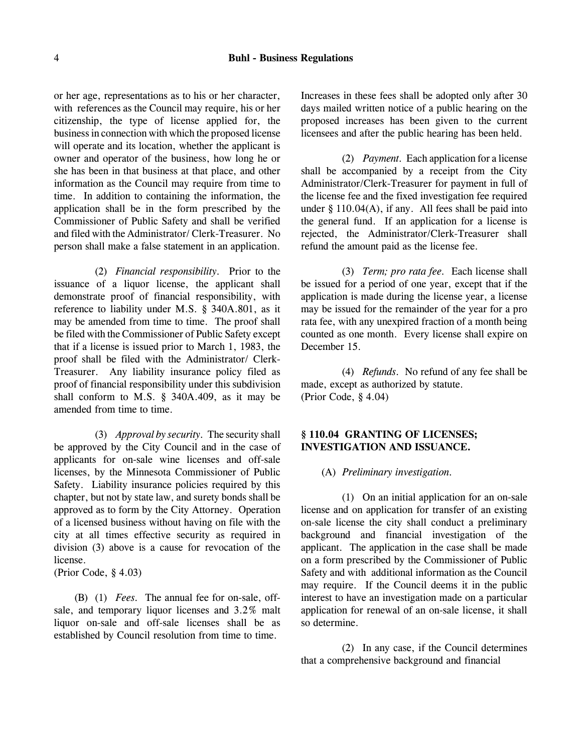or her age, representations as to his or her character, with references as the Council may require, his or her citizenship, the type of license applied for, the business in connection with which the proposed license will operate and its location, whether the applicant is owner and operator of the business, how long he or she has been in that business at that place, and other information as the Council may require from time to time. In addition to containing the information, the application shall be in the form prescribed by the Commissioner of Public Safety and shall be verified and filed with the Administrator/ Clerk-Treasurer. No person shall make a false statement in an application.

(2) *Financial responsibility*. Prior to the issuance of a liquor license, the applicant shall demonstrate proof of financial responsibility, with reference to liability under M.S. § 340A.801, as it may be amended from time to time. The proof shall be filed with the Commissioner of Public Safety except that if a license is issued prior to March 1, 1983, the proof shall be filed with the Administrator/ Clerk-Treasurer. Any liability insurance policy filed as proof of financial responsibility under this subdivision shall conform to M.S. § 340A.409, as it may be amended from time to time.

(3) *Approval by security*. The security shall be approved by the City Council and in the case of applicants for on-sale wine licenses and off-sale licenses, by the Minnesota Commissioner of Public Safety. Liability insurance policies required by this chapter, but not by state law, and surety bonds shall be approved as to form by the City Attorney. Operation of a licensed business without having on file with the city at all times effective security as required in division (3) above is a cause for revocation of the license.
(Prior Code, § 4.03)

(B) (1) *Fees*. The annual fee for on-sale, off-sale, and temporary liquor licenses and 3.2% malt liquor on-sale and off-sale licenses shall be as established by Council resolution from time to time. Increases in these fees shall be adopted only after 30 days mailed written notice of a public hearing on the proposed increases has been given to the current licensees and after the public hearing has been held.

(2) *Payment*. Each application for a license shall be accompanied by a receipt from the City Administrator/Clerk-Treasurer for payment in full of the license fee and the fixed investigation fee required under § 110.04(A), if any. All fees shall be paid into the general fund. If an application for a license is rejected, the Administrator/Clerk-Treasurer shall refund the amount paid as the license fee.

(3) *Term; pro rata fee*. Each license shall be issued for a period of one year, except that if the application is made during the license year, a license may be issued for the remainder of the year for a pro rata fee, with any unexpired fraction of a month being counted as one month. Every license shall expire on December 15.

(4) *Refunds*. No refund of any fee shall be made, except as authorized by statute.
(Prior Code, § 4.04)

### § 110.04 GRANTING OF LICENSES; INVESTIGATION AND ISSUANCE.

(A) *Preliminary investigation*.

(1) On an initial application for an on-sale license and on application for transfer of an existing on-sale license the city shall conduct a preliminary background and financial investigation of the applicant. The application in the case shall be made on a form prescribed by the Commissioner of Public Safety and with additional information as the Council may require. If the Council deems it in the public interest to have an investigation made on a particular application for renewal of an on-sale license, it shall so determine.

(2) In any case, if the Council determines that a comprehensive background and financial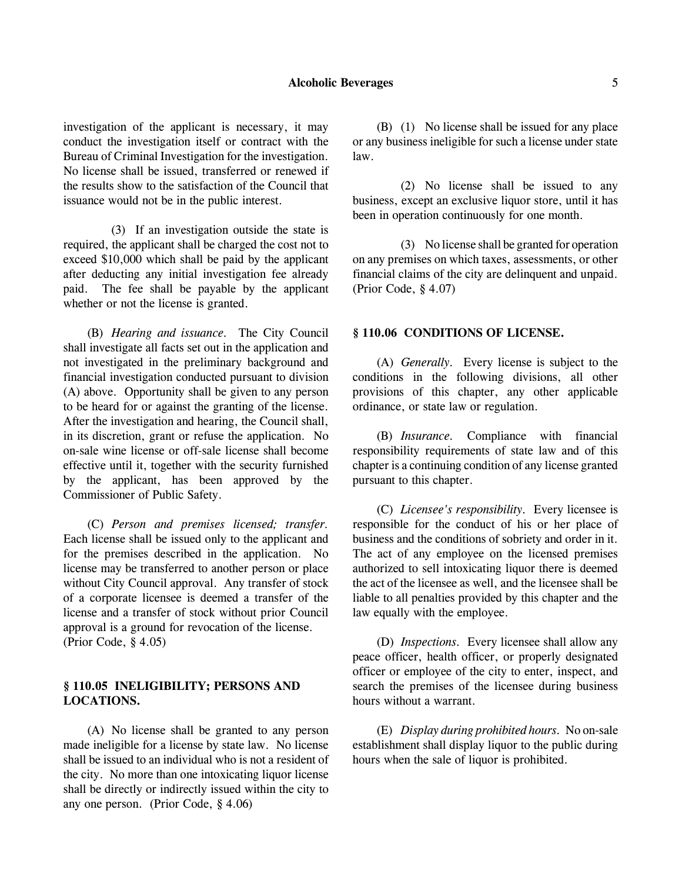investigation of the applicant is necessary, it may conduct the investigation itself or contract with the Bureau of Criminal Investigation for the investigation. No license shall be issued, transferred or renewed if the results show to the satisfaction of the Council that issuance would not be in the public interest.

(3) If an investigation outside the state is required, the applicant shall be charged the cost not to exceed $10,000 which shall be paid by the applicant after deducting any initial investigation fee already paid. The fee shall be payable by the applicant whether or not the license is granted.

(B) *Hearing and issuance.* The City Council shall investigate all facts set out in the application and not investigated in the preliminary background and financial investigation conducted pursuant to division (A) above. Opportunity shall be given to any person to be heard for or against the granting of the license. After the investigation and hearing, the Council shall, in its discretion, grant or refuse the application. No on-sale wine license or off-sale license shall become effective until it, together with the security furnished by the applicant, has been approved by the Commissioner of Public Safety.

(C) *Person and premises licensed; transfer.* Each license shall be issued only to the applicant and for the premises described in the application. No license may be transferred to another person or place without City Council approval. Any transfer of stock of a corporate licensee is deemed a transfer of the license and a transfer of stock without prior Council approval is a ground for revocation of the license. (Prior Code, § 4.05)

## § 110.05 INELIGIBILITY; PERSONS AND LOCATIONS.

(A) No license shall be granted to any person made ineligible for a license by state law. No license shall be issued to an individual who is not a resident of the city. No more than one intoxicating liquor license shall be directly or indirectly issued within the city to any one person. (Prior Code, § 4.06)

(B) (1) No license shall be issued for any place or any business ineligible for such a license under state law.

(2) No license shall be issued to any business, except an exclusive liquor store, until it has been in operation continuously for one month.

(3) No license shall be granted for operation on any premises on which taxes, assessments, or other financial claims of the city are delinquent and unpaid. (Prior Code, § 4.07)

## § 110.06 CONDITIONS OF LICENSE.

(A) *Generally.* Every license is subject to the conditions in the following divisions, all other provisions of this chapter, any other applicable ordinance, or state law or regulation.

(B) *Insurance.* Compliance with financial responsibility requirements of state law and of this chapter is a continuing condition of any license granted pursuant to this chapter.

(C) *Licensee's responsibility.* Every licensee is responsible for the conduct of his or her place of business and the conditions of sobriety and order in it. The act of any employee on the licensed premises authorized to sell intoxicating liquor there is deemed the act of the licensee as well, and the licensee shall be liable to all penalties provided by this chapter and the law equally with the employee.

(D) *Inspections.* Every licensee shall allow any peace officer, health officer, or properly designated officer or employee of the city to enter, inspect, and search the premises of the licensee during business hours without a warrant.

(E) *Display during prohibited hours.* No on-sale establishment shall display liquor to the public during hours when the sale of liquor is prohibited.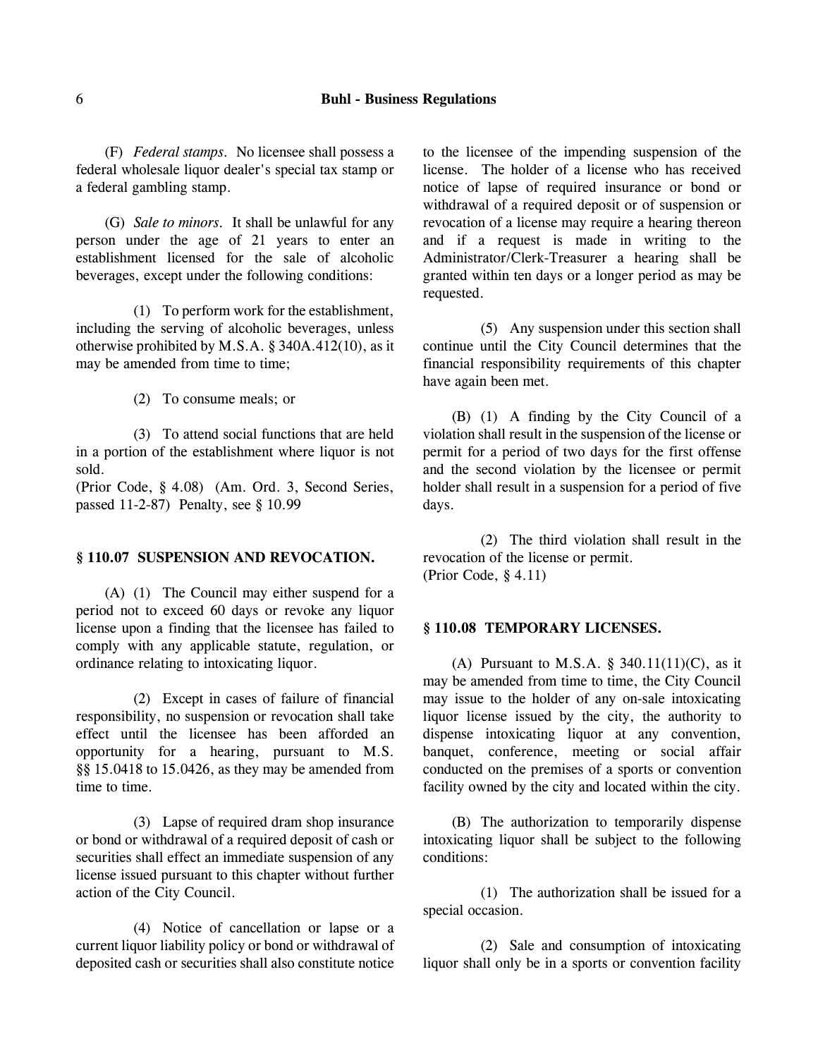(F) *Federal stamps*. No licensee shall possess a federal wholesale liquor dealer's special tax stamp or a federal gambling stamp.

(G) *Sale to minors*. It shall be unlawful for any person under the age of 21 years to enter an establishment licensed for the sale of alcoholic beverages, except under the following conditions:

(1) To perform work for the establishment, including the serving of alcoholic beverages, unless otherwise prohibited by M.S.A. § 340A.412(10), as it may be amended from time to time;

(2) To consume meals; or

(3) To attend social functions that are held in a portion of the establishment where liquor is not sold.

(Prior Code, § 4.08) (Am. Ord. 3, Second Series, passed 11-2-87) Penalty, see § 10.99

### § 110.07 SUSPENSION AND REVOCATION.

(A) (1) The Council may either suspend for a period not to exceed 60 days or revoke any liquor license upon a finding that the licensee has failed to comply with any applicable statute, regulation, or ordinance relating to intoxicating liquor.

(2) Except in cases of failure of financial responsibility, no suspension or revocation shall take effect until the licensee has been afforded an opportunity for a hearing, pursuant to M.S. §§ 15.0418 to 15.0426, as they may be amended from time to time.

(3) Lapse of required dram shop insurance or bond or withdrawal of a required deposit of cash or securities shall effect an immediate suspension of any license issued pursuant to this chapter without further action of the City Council.

(4) Notice of cancellation or lapse or a current liquor liability policy or bond or withdrawal of deposited cash or securities shall also constitute notice to the licensee of the impending suspension of the license. The holder of a license who has received notice of lapse of required insurance or bond or withdrawal of a required deposit or of suspension or revocation of a license may require a hearing thereon and if a request is made in writing to the Administrator/Clerk-Treasurer a hearing shall be granted within ten days or a longer period as may be requested.

(5) Any suspension under this section shall continue until the City Council determines that the financial responsibility requirements of this chapter have again been met.

(B) (1) A finding by the City Council of a violation shall result in the suspension of the license or permit for a period of two days for the first offense and the second violation by the licensee or permit holder shall result in a suspension for a period of five days.

(2) The third violation shall result in the revocation of the license or permit.

(Prior Code, § 4.11)

### § 110.08 TEMPORARY LICENSES.

(A) Pursuant to M.S.A. § 340.11(11)(C), as it may be amended from time to time, the City Council may issue to the holder of any on-sale intoxicating liquor license issued by the city, the authority to dispense intoxicating liquor at any convention, banquet, conference, meeting or social affair conducted on the premises of a sports or convention facility owned by the city and located within the city.

(B) The authorization to temporarily dispense intoxicating liquor shall be subject to the following conditions:

(1) The authorization shall be issued for a special occasion.

(2) Sale and consumption of intoxicating liquor shall only be in a sports or convention facility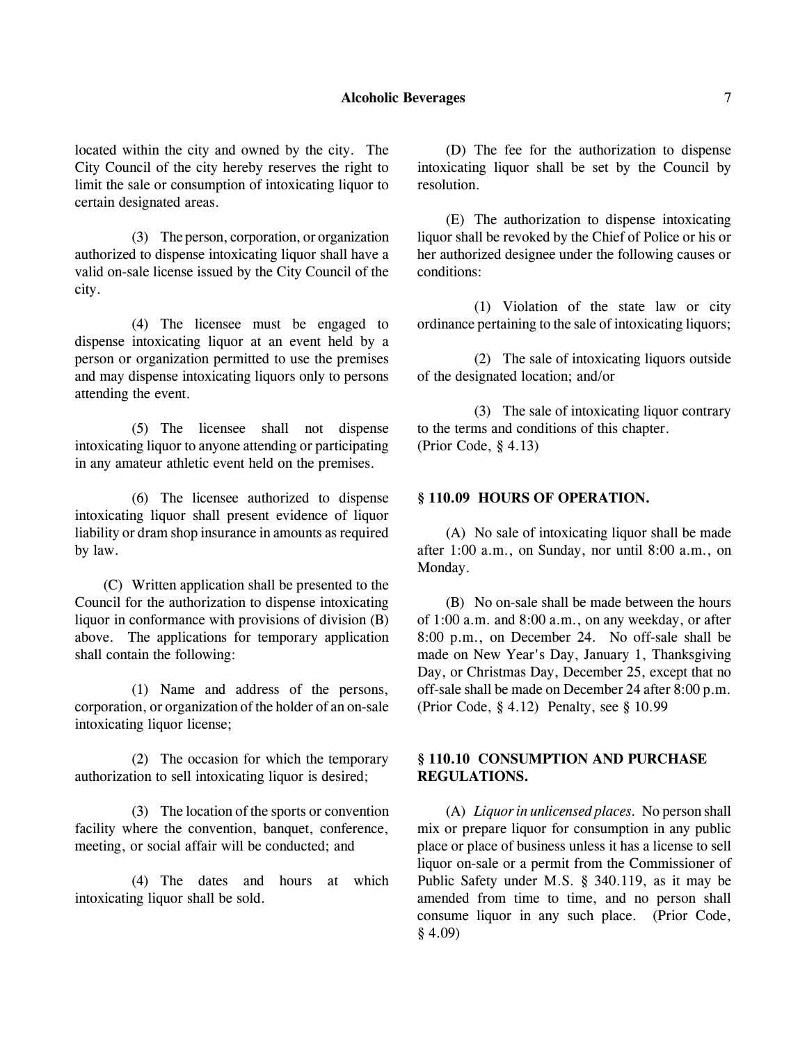located within the city and owned by the city. The City Council of the city hereby reserves the right to limit the sale or consumption of intoxicating liquor to certain designated areas.

(3) The person, corporation, or organization authorized to dispense intoxicating liquor shall have a valid on-sale license issued by the City Council of the city.

(4) The licensee must be engaged to dispense intoxicating liquor at an event held by a person or organization permitted to use the premises and may dispense intoxicating liquors only to persons attending the event.

(5) The licensee shall not dispense intoxicating liquor to anyone attending or participating in any amateur athletic event held on the premises.

(6) The licensee authorized to dispense intoxicating liquor shall present evidence of liquor liability or dram shop insurance in amounts as required by law.

(C) Written application shall be presented to the Council for the authorization to dispense intoxicating liquor in conformance with provisions of division (B) above. The applications for temporary application shall contain the following:

(1) Name and address of the persons, corporation, or organization of the holder of an on-sale intoxicating liquor license;

(2) The occasion for which the temporary authorization to sell intoxicating liquor is desired;

(3) The location of the sports or convention facility where the convention, banquet, conference, meeting, or social affair will be conducted; and

(4) The dates and hours at which intoxicating liquor shall be sold.

(D) The fee for the authorization to dispense intoxicating liquor shall be set by the Council by resolution.

(E) The authorization to dispense intoxicating liquor shall be revoked by the Chief of Police or his or her authorized designee under the following causes or conditions:

(1) Violation of the state law or city ordinance pertaining to the sale of intoxicating liquors;

(2) The sale of intoxicating liquors outside of the designated location; and/or

(3) The sale of intoxicating liquor contrary to the terms and conditions of this chapter.
(Prior Code, § 4.13)

**§ 110.09 HOURS OF OPERATION.**

(A) No sale of intoxicating liquor shall be made after 1:00 a.m., on Sunday, nor until 8:00 a.m., on Monday.

(B) No on-sale shall be made between the hours of 1:00 a.m. and 8:00 a.m., on any weekday, or after 8:00 p.m., on December 24. No off-sale shall be made on New Year's Day, January 1, Thanksgiving Day, or Christmas Day, December 25, except that no off-sale shall be made on December 24 after 8:00 p.m.
(Prior Code, § 4.12) Penalty, see § 10.99

**§ 110.10 CONSUMPTION AND PURCHASE REGULATIONS.**

(A) *Liquor in unlicensed places.* No person shall mix or prepare liquor for consumption in any public place or place of business unless it has a license to sell liquor on-sale or a permit from the Commissioner of Public Safety under M.S. § 340.119, as it may be amended from time to time, and no person shall consume liquor in any such place. (Prior Code, § 4.09)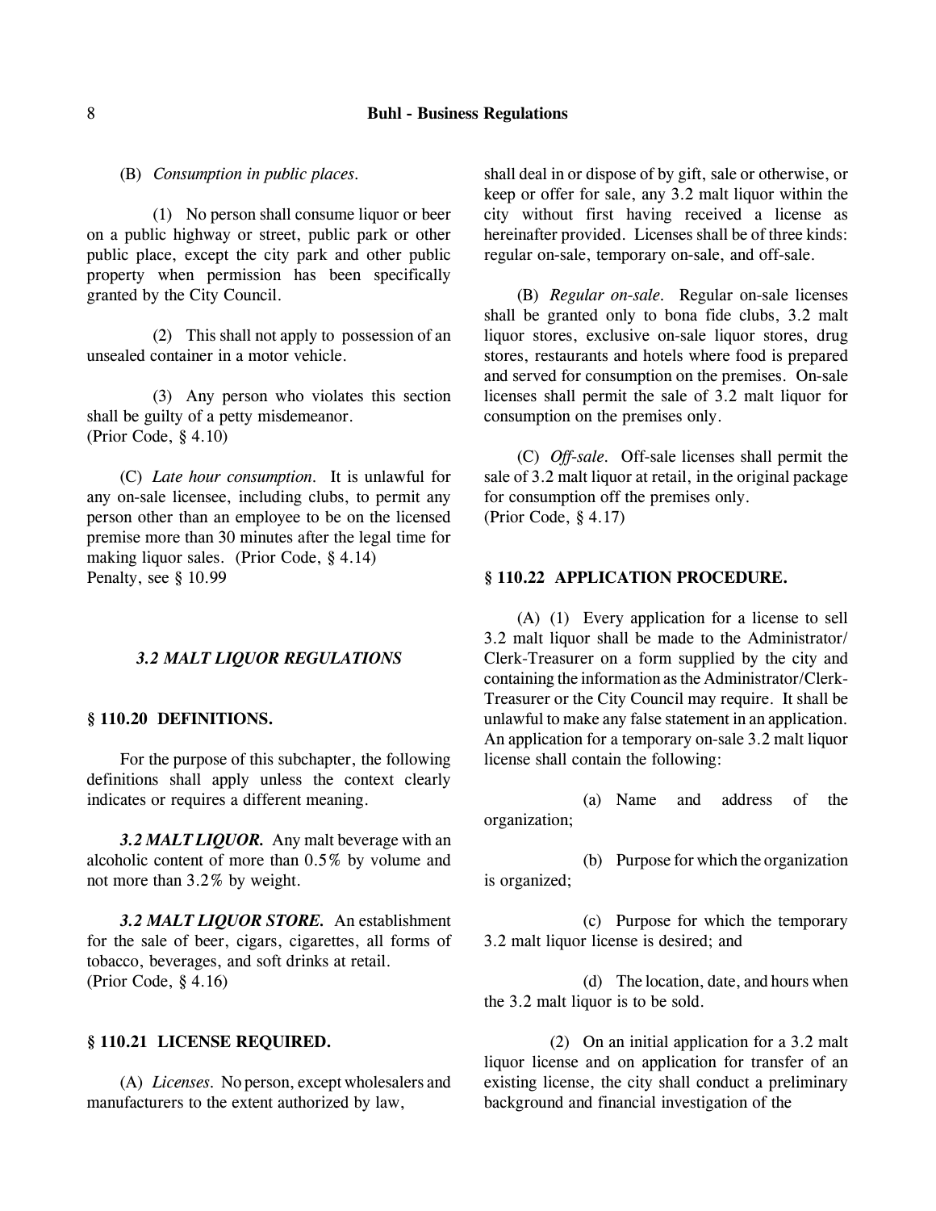(B) *Consumption in public places.*

(1) No person shall consume liquor or beer on a public highway or street, public park or other public place, except the city park and other public property when permission has been specifically granted by the City Council.

(2) This shall not apply to possession of an unsealed container in a motor vehicle.

(3) Any person who violates this section shall be guilty of a petty misdemeanor.
(Prior Code, § 4.10)

(C) *Late hour consumption.* It is unlawful for any on-sale licensee, including clubs, to permit any person other than an employee to be on the licensed premise more than 30 minutes after the legal time for making liquor sales. (Prior Code, § 4.14)
Penalty, see § 10.99

### *3.2 MALT LIQUOR REGULATIONS*

### § 110.20 DEFINITIONS.

For the purpose of this subchapter, the following definitions shall apply unless the context clearly indicates or requires a different meaning.

***3.2 MALT LIQUOR.*** Any malt beverage with an alcoholic content of more than 0.5% by volume and not more than 3.2% by weight.

***3.2 MALT LIQUOR STORE.*** An establishment for the sale of beer, cigars, cigarettes, all forms of tobacco, beverages, and soft drinks at retail.
(Prior Code, § 4.16)

### § 110.21 LICENSE REQUIRED.

(A) *Licenses.* No person, except wholesalers and manufacturers to the extent authorized by law, shall deal in or dispose of by gift, sale or otherwise, or keep or offer for sale, any 3.2 malt liquor within the city without first having received a license as hereinafter provided. Licenses shall be of three kinds: regular on-sale, temporary on-sale, and off-sale.

(B) *Regular on-sale.* Regular on-sale licenses shall be granted only to bona fide clubs, 3.2 malt liquor stores, exclusive on-sale liquor stores, drug stores, restaurants and hotels where food is prepared and served for consumption on the premises. On-sale licenses shall permit the sale of 3.2 malt liquor for consumption on the premises only.

(C) *Off-sale.* Off-sale licenses shall permit the sale of 3.2 malt liquor at retail, in the original package for consumption off the premises only.
(Prior Code, § 4.17)

### § 110.22 APPLICATION PROCEDURE.

(A) (1) Every application for a license to sell 3.2 malt liquor shall be made to the Administrator/Clerk-Treasurer on a form supplied by the city and containing the information as the Administrator/Clerk-Treasurer or the City Council may require. It shall be unlawful to make any false statement in an application. An application for a temporary on-sale 3.2 malt liquor license shall contain the following:

(a) Name and address of the organization;

(b) Purpose for which the organization is organized;

(c) Purpose for which the temporary 3.2 malt liquor license is desired; and

(d) The location, date, and hours when the 3.2 malt liquor is to be sold.

(2) On an initial application for a 3.2 malt liquor license and on application for transfer of an existing license, the city shall conduct a preliminary background and financial investigation of the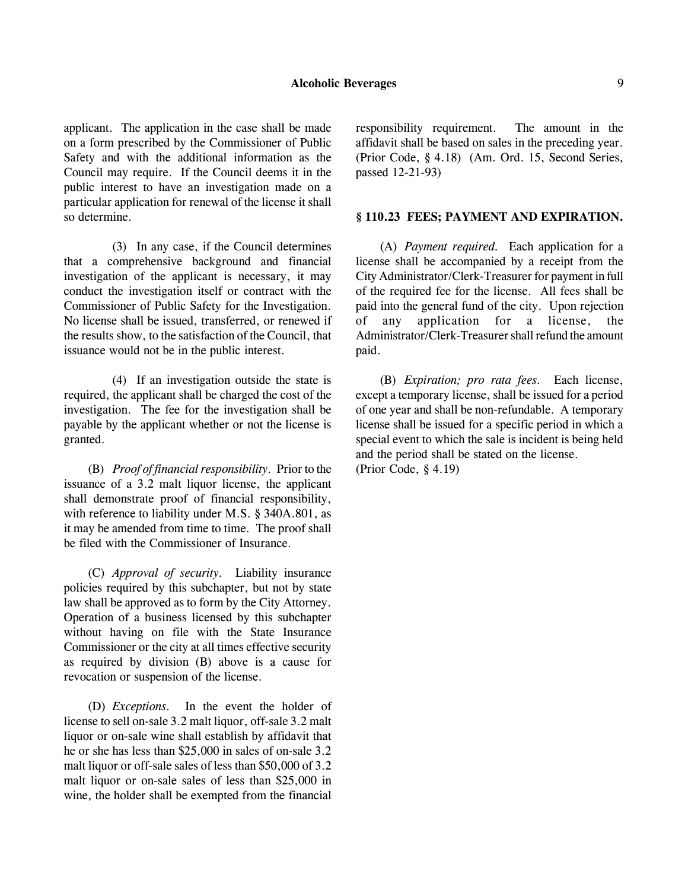applicant. The application in the case shall be made on a form prescribed by the Commissioner of Public Safety and with the additional information as the Council may require. If the Council deems it in the public interest to have an investigation made on a particular application for renewal of the license it shall so determine.

(3) In any case, if the Council determines that a comprehensive background and financial investigation of the applicant is necessary, it may conduct the investigation itself or contract with the Commissioner of Public Safety for the Investigation. No license shall be issued, transferred, or renewed if the results show, to the satisfaction of the Council, that issuance would not be in the public interest.

(4) If an investigation outside the state is required, the applicant shall be charged the cost of the investigation. The fee for the investigation shall be payable by the applicant whether or not the license is granted.

(B) *Proof of financial responsibility*. Prior to the issuance of a 3.2 malt liquor license, the applicant shall demonstrate proof of financial responsibility, with reference to liability under M.S. § 340A.801, as it may be amended from time to time. The proof shall be filed with the Commissioner of Insurance.

(C) *Approval of security*. Liability insurance policies required by this subchapter, but not by state law shall be approved as to form by the City Attorney. Operation of a business licensed by this subchapter without having on file with the State Insurance Commissioner or the city at all times effective security as required by division (B) above is a cause for revocation or suspension of the license.

(D) *Exceptions*. In the event the holder of license to sell on-sale 3.2 malt liquor, off-sale 3.2 malt liquor or on-sale wine shall establish by affidavit that he or she has less than $25,000 in sales of on-sale 3.2 malt liquor or off-sale sales of less than $50,000 of 3.2 malt liquor or on-sale sales of less than $25,000 in wine, the holder shall be exempted from the financial responsibility requirement. The amount in the affidavit shall be based on sales in the preceding year.
(Prior Code, § 4.18) (Am. Ord. 15, Second Series, passed 12-21-93)

## § 110.23 FEES; PAYMENT AND EXPIRATION.

(A) *Payment required.* Each application for a license shall be accompanied by a receipt from the City Administrator/Clerk-Treasurer for payment in full of the required fee for the license. All fees shall be paid into the general fund of the city. Upon rejection of any application for a license, the Administrator/Clerk-Treasurer shall refund the amount paid.

(B) *Expiration; pro rata fees.* Each license, except a temporary license, shall be issued for a period of one year and shall be non-refundable. A temporary license shall be issued for a specific period in which a special event to which the sale is incident is being held and the period shall be stated on the license.
(Prior Code, § 4.19)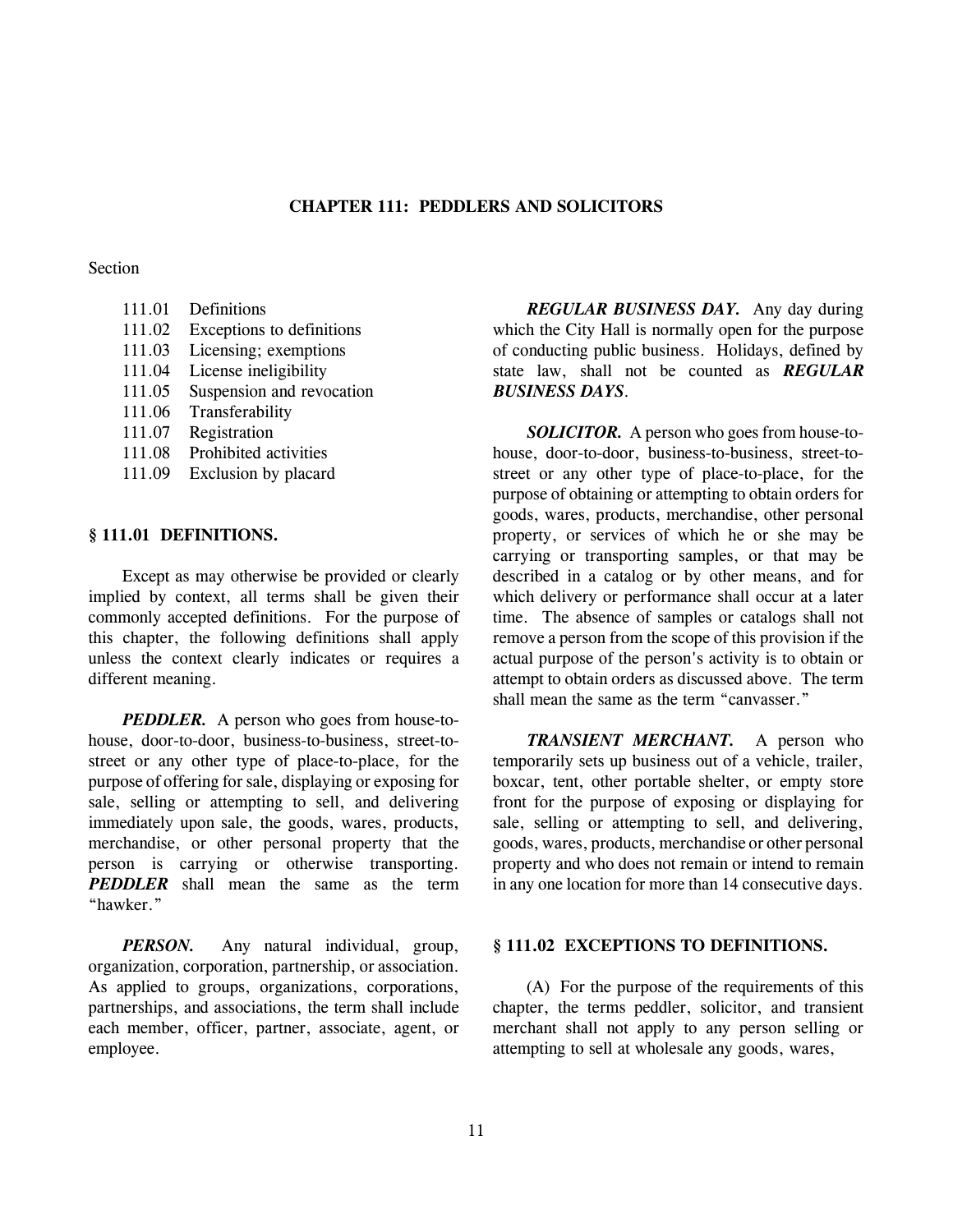# CHAPTER 111: PEDDLERS AND SOLICITORS

Section

- 111.01 Definitions
- 111.02 Exceptions to definitions
- 111.03 Licensing; exemptions
- 111.04 License ineligibility
- 111.05 Suspension and revocation
- 111.06 Transferability
- 111.07 Registration
- 111.08 Prohibited activities
- 111.09 Exclusion by placard

## § 111.01 DEFINITIONS.

Except as may otherwise be provided or clearly implied by context, all terms shall be given their commonly accepted definitions. For the purpose of this chapter, the following definitions shall apply unless the context clearly indicates or requires a different meaning.

***PEDDLER.*** A person who goes from house-to-house, door-to-door, business-to-business, street-to-street or any other type of place-to-place, for the purpose of offering for sale, displaying or exposing for sale, selling or attempting to sell, and delivering immediately upon sale, the goods, wares, products, merchandise, or other personal property that the person is carrying or otherwise transporting. ***PEDDLER*** shall mean the same as the term "hawker."

***PERSON.*** Any natural individual, group, organization, corporation, partnership, or association. As applied to groups, organizations, corporations, partnerships, and associations, the term shall include each member, officer, partner, associate, agent, or employee.

***REGULAR BUSINESS DAY.*** Any day during which the City Hall is normally open for the purpose of conducting public business. Holidays, defined by state law, shall not be counted as ***REGULAR BUSINESS DAYS***.

***SOLICITOR.*** A person who goes from house-to-house, door-to-door, business-to-business, street-to-street or any other type of place-to-place, for the purpose of obtaining or attempting to obtain orders for goods, wares, products, merchandise, other personal property, or services of which he or she may be carrying or transporting samples, or that may be described in a catalog or by other means, and for which delivery or performance shall occur at a later time. The absence of samples or catalogs shall not remove a person from the scope of this provision if the actual purpose of the person's activity is to obtain or attempt to obtain orders as discussed above. The term shall mean the same as the term "canvasser."

***TRANSIENT MERCHANT.*** A person who temporarily sets up business out of a vehicle, trailer, boxcar, tent, other portable shelter, or empty store front for the purpose of exposing or displaying for sale, selling or attempting to sell, and delivering, goods, wares, products, merchandise or other personal property and who does not remain or intend to remain in any one location for more than 14 consecutive days.

## § 111.02 EXCEPTIONS TO DEFINITIONS.

(A) For the purpose of the requirements of this chapter, the terms peddler, solicitor, and transient merchant shall not apply to any person selling or attempting to sell at wholesale any goods, wares,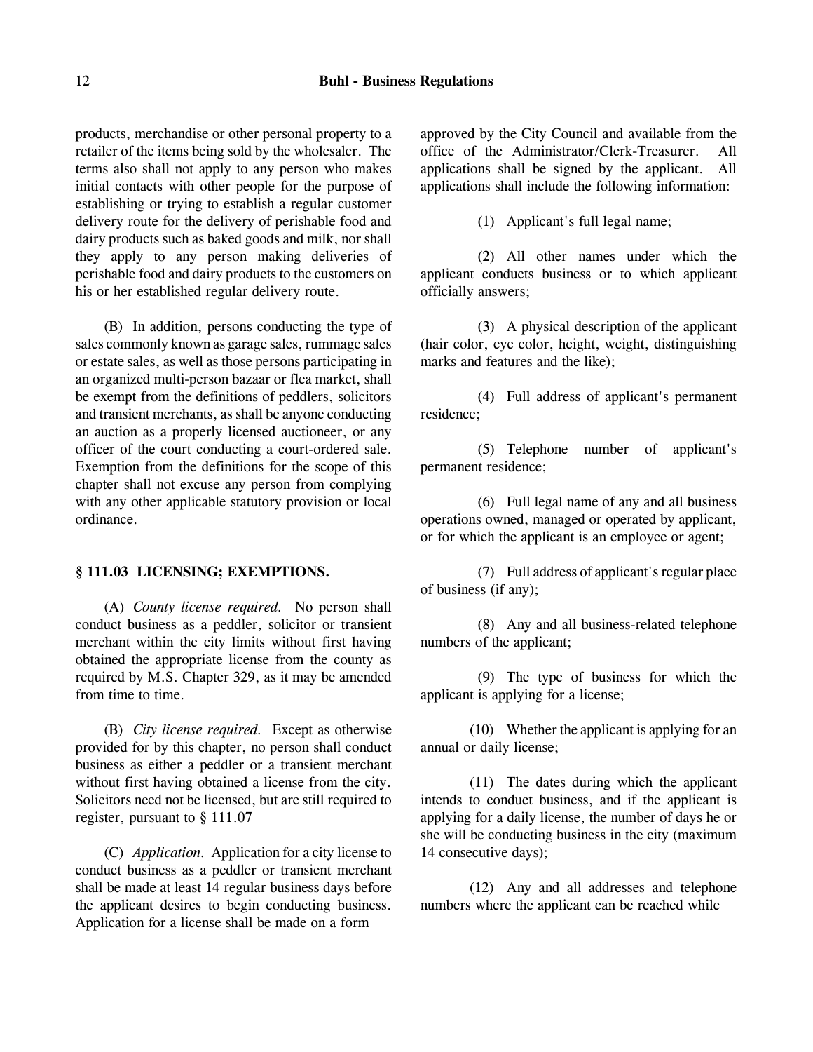products, merchandise or other personal property to a retailer of the items being sold by the wholesaler. The terms also shall not apply to any person who makes initial contacts with other people for the purpose of establishing or trying to establish a regular customer delivery route for the delivery of perishable food and dairy products such as baked goods and milk, nor shall they apply to any person making deliveries of perishable food and dairy products to the customers on his or her established regular delivery route.

(B) In addition, persons conducting the type of sales commonly known as garage sales, rummage sales or estate sales, as well as those persons participating in an organized multi-person bazaar or flea market, shall be exempt from the definitions of peddlers, solicitors and transient merchants, as shall be anyone conducting an auction as a properly licensed auctioneer, or any officer of the court conducting a court-ordered sale. Exemption from the definitions for the scope of this chapter shall not excuse any person from complying with any other applicable statutory provision or local ordinance.

## § 111.03 LICENSING; EXEMPTIONS.

(A) *County license required.* No person shall conduct business as a peddler, solicitor or transient merchant within the city limits without first having obtained the appropriate license from the county as required by M.S. Chapter 329, as it may be amended from time to time.

(B) *City license required.* Except as otherwise provided for by this chapter, no person shall conduct business as either a peddler or a transient merchant without first having obtained a license from the city. Solicitors need not be licensed, but are still required to register, pursuant to § 111.07

(C) *Application.* Application for a city license to conduct business as a peddler or transient merchant shall be made at least 14 regular business days before the applicant desires to begin conducting business. Application for a license shall be made on a form approved by the City Council and available from the office of the Administrator/Clerk-Treasurer. All applications shall be signed by the applicant. All applications shall include the following information:

(1) Applicant's full legal name;

(2) All other names under which the applicant conducts business or to which applicant officially answers;

(3) A physical description of the applicant (hair color, eye color, height, weight, distinguishing marks and features and the like);

(4) Full address of applicant's permanent residence;

(5) Telephone number of applicant's permanent residence;

(6) Full legal name of any and all business operations owned, managed or operated by applicant, or for which the applicant is an employee or agent;

(7) Full address of applicant's regular place of business (if any);

(8) Any and all business-related telephone numbers of the applicant;

(9) The type of business for which the applicant is applying for a license;

(10) Whether the applicant is applying for an annual or daily license;

(11) The dates during which the applicant intends to conduct business, and if the applicant is applying for a daily license, the number of days he or she will be conducting business in the city (maximum 14 consecutive days);

(12) Any and all addresses and telephone numbers where the applicant can be reached while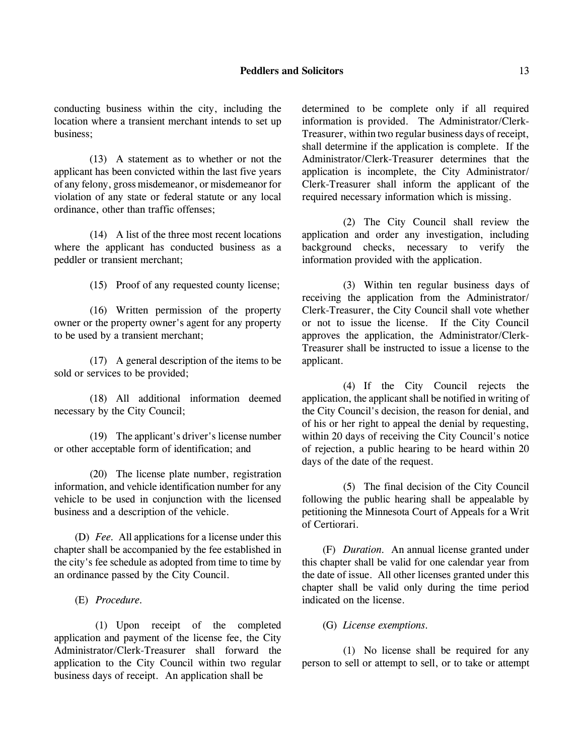conducting business within the city, including the location where a transient merchant intends to set up business;

(13) A statement as to whether or not the applicant has been convicted within the last five years of any felony, gross misdemeanor, or misdemeanor for violation of any state or federal statute or any local ordinance, other than traffic offenses;

(14) A list of the three most recent locations where the applicant has conducted business as a peddler or transient merchant;

(15) Proof of any requested county license;

(16) Written permission of the property owner or the property owner's agent for any property to be used by a transient merchant;

(17) A general description of the items to be sold or services to be provided;

(18) All additional information deemed necessary by the City Council;

(19) The applicant's driver's license number or other acceptable form of identification; and

(20) The license plate number, registration information, and vehicle identification number for any vehicle to be used in conjunction with the licensed business and a description of the vehicle.

(D) *Fee.* All applications for a license under this chapter shall be accompanied by the fee established in the city's fee schedule as adopted from time to time by an ordinance passed by the City Council.

(E) *Procedure.*

(1) Upon receipt of the completed application and payment of the license fee, the City Administrator/Clerk-Treasurer shall forward the application to the City Council within two regular business days of receipt. An application shall be determined to be complete only if all required information is provided. The Administrator/Clerk-Treasurer, within two regular business days of receipt, shall determine if the application is complete. If the Administrator/Clerk-Treasurer determines that the application is incomplete, the City Administrator/ Clerk-Treasurer shall inform the applicant of the required necessary information which is missing.

(2) The City Council shall review the application and order any investigation, including background checks, necessary to verify the information provided with the application.

(3) Within ten regular business days of receiving the application from the Administrator/ Clerk-Treasurer, the City Council shall vote whether or not to issue the license. If the City Council approves the application, the Administrator/Clerk-Treasurer shall be instructed to issue a license to the applicant.

(4) If the City Council rejects the application, the applicant shall be notified in writing of the City Council's decision, the reason for denial, and of his or her right to appeal the denial by requesting, within 20 days of receiving the City Council's notice of rejection, a public hearing to be heard within 20 days of the date of the request.

(5) The final decision of the City Council following the public hearing shall be appealable by petitioning the Minnesota Court of Appeals for a Writ of Certiorari.

(F) *Duration.* An annual license granted under this chapter shall be valid for one calendar year from the date of issue. All other licenses granted under this chapter shall be valid only during the time period indicated on the license.

(G) *License exemptions.*

(1) No license shall be required for any person to sell or attempt to sell, or to take or attempt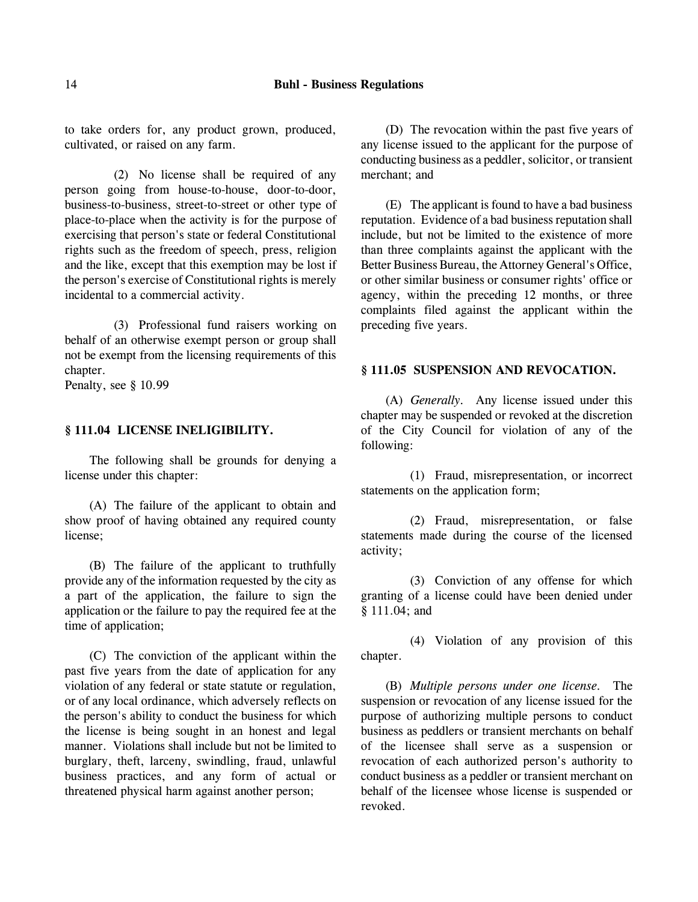to take orders for, any product grown, produced, cultivated, or raised on any farm.

(2) No license shall be required of any person going from house-to-house, door-to-door, business-to-business, street-to-street or other type of place-to-place when the activity is for the purpose of exercising that person's state or federal Constitutional rights such as the freedom of speech, press, religion and the like, except that this exemption may be lost if the person's exercise of Constitutional rights is merely incidental to a commercial activity.

(3) Professional fund raisers working on behalf of an otherwise exempt person or group shall not be exempt from the licensing requirements of this chapter.

Penalty, see § 10.99

### § 111.04 LICENSE INELIGIBILITY.

The following shall be grounds for denying a license under this chapter:

(A) The failure of the applicant to obtain and show proof of having obtained any required county license;

(B) The failure of the applicant to truthfully provide any of the information requested by the city as a part of the application, the failure to sign the application or the failure to pay the required fee at the time of application;

(C) The conviction of the applicant within the past five years from the date of application for any violation of any federal or state statute or regulation, or of any local ordinance, which adversely reflects on the person's ability to conduct the business for which the license is being sought in an honest and legal manner. Violations shall include but not be limited to burglary, theft, larceny, swindling, fraud, unlawful business practices, and any form of actual or threatened physical harm against another person;

(D) The revocation within the past five years of any license issued to the applicant for the purpose of conducting business as a peddler, solicitor, or transient merchant; and

(E) The applicant is found to have a bad business reputation. Evidence of a bad business reputation shall include, but not be limited to the existence of more than three complaints against the applicant with the Better Business Bureau, the Attorney General's Office, or other similar business or consumer rights' office or agency, within the preceding 12 months, or three complaints filed against the applicant within the preceding five years.

### § 111.05 SUSPENSION AND REVOCATION.

(A) *Generally.* Any license issued under this chapter may be suspended or revoked at the discretion of the City Council for violation of any of the following:

(1) Fraud, misrepresentation, or incorrect statements on the application form;

(2) Fraud, misrepresentation, or false statements made during the course of the licensed activity;

(3) Conviction of any offense for which granting of a license could have been denied under § 111.04; and

(4) Violation of any provision of this chapter.

(B) *Multiple persons under one license.* The suspension or revocation of any license issued for the purpose of authorizing multiple persons to conduct business as peddlers or transient merchants on behalf of the licensee shall serve as a suspension or revocation of each authorized person's authority to conduct business as a peddler or transient merchant on behalf of the licensee whose license is suspended or revoked.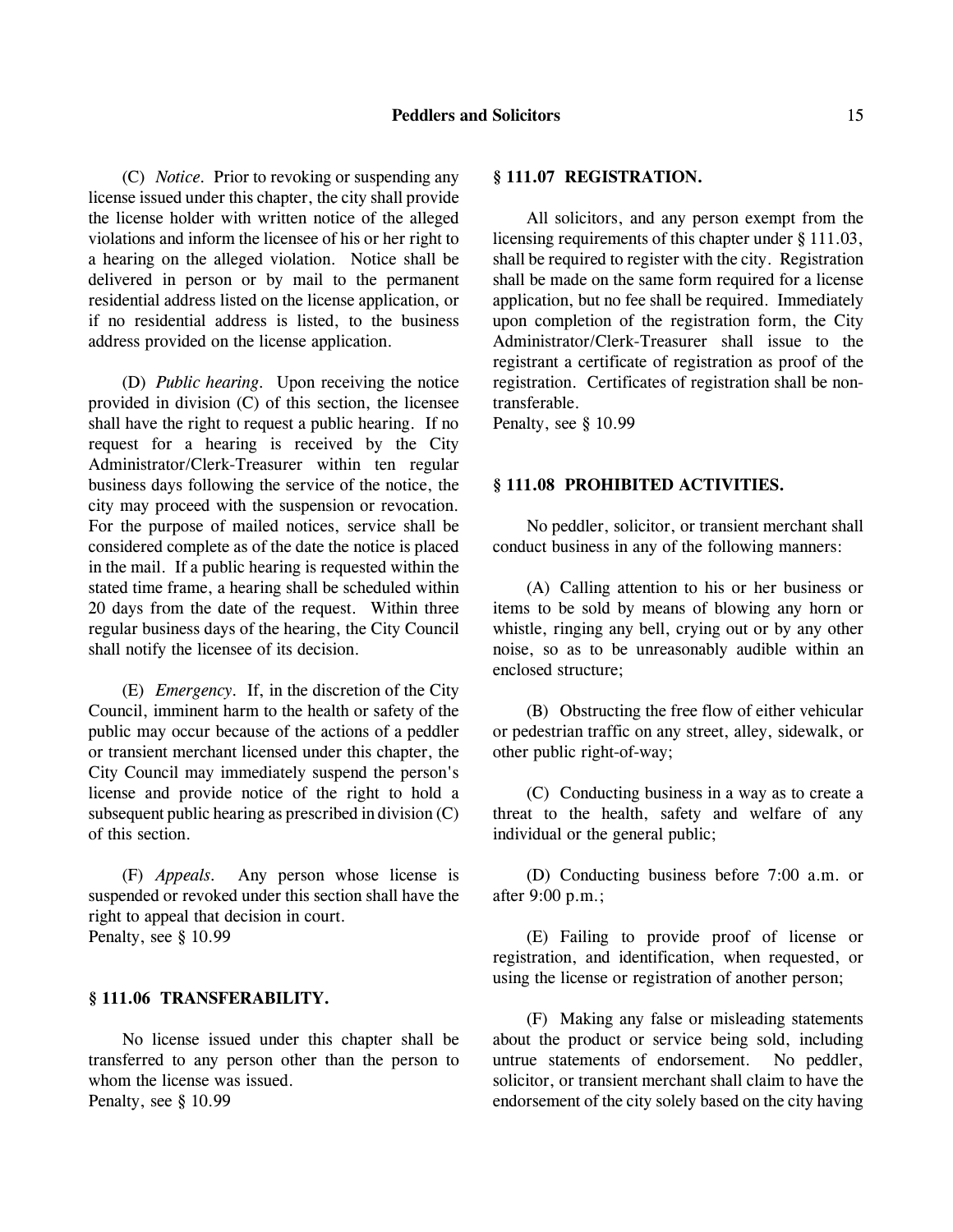(C) *Notice*. Prior to revoking or suspending any license issued under this chapter, the city shall provide the license holder with written notice of the alleged violations and inform the licensee of his or her right to a hearing on the alleged violation. Notice shall be delivered in person or by mail to the permanent residential address listed on the license application, or if no residential address is listed, to the business address provided on the license application.

(D) *Public hearing*. Upon receiving the notice provided in division (C) of this section, the licensee shall have the right to request a public hearing. If no request for a hearing is received by the City Administrator/Clerk-Treasurer within ten regular business days following the service of the notice, the city may proceed with the suspension or revocation. For the purpose of mailed notices, service shall be considered complete as of the date the notice is placed in the mail. If a public hearing is requested within the stated time frame, a hearing shall be scheduled within 20 days from the date of the request. Within three regular business days of the hearing, the City Council shall notify the licensee of its decision.

(E) *Emergency*. If, in the discretion of the City Council, imminent harm to the health or safety of the public may occur because of the actions of a peddler or transient merchant licensed under this chapter, the City Council may immediately suspend the person's license and provide notice of the right to hold a subsequent public hearing as prescribed in division (C) of this section.

(F) *Appeals*. Any person whose license is suspended or revoked under this section shall have the right to appeal that decision in court.
Penalty, see § 10.99

## § 111.06 TRANSFERABILITY.

No license issued under this chapter shall be transferred to any person other than the person to whom the license was issued.
Penalty, see § 10.99

## § 111.07 REGISTRATION.

All solicitors, and any person exempt from the licensing requirements of this chapter under § 111.03, shall be required to register with the city. Registration shall be made on the same form required for a license application, but no fee shall be required. Immediately upon completion of the registration form, the City Administrator/Clerk-Treasurer shall issue to the registrant a certificate of registration as proof of the registration. Certificates of registration shall be non-transferable.
Penalty, see § 10.99

## § 111.08 PROHIBITED ACTIVITIES.

No peddler, solicitor, or transient merchant shall conduct business in any of the following manners:

(A) Calling attention to his or her business or items to be sold by means of blowing any horn or whistle, ringing any bell, crying out or by any other noise, so as to be unreasonably audible within an enclosed structure;

(B) Obstructing the free flow of either vehicular or pedestrian traffic on any street, alley, sidewalk, or other public right-of-way;

(C) Conducting business in a way as to create a threat to the health, safety and welfare of any individual or the general public;

(D) Conducting business before 7:00 a.m. or after 9:00 p.m.;

(E) Failing to provide proof of license or registration, and identification, when requested, or using the license or registration of another person;

(F) Making any false or misleading statements about the product or service being sold, including untrue statements of endorsement. No peddler, solicitor, or transient merchant shall claim to have the endorsement of the city solely based on the city having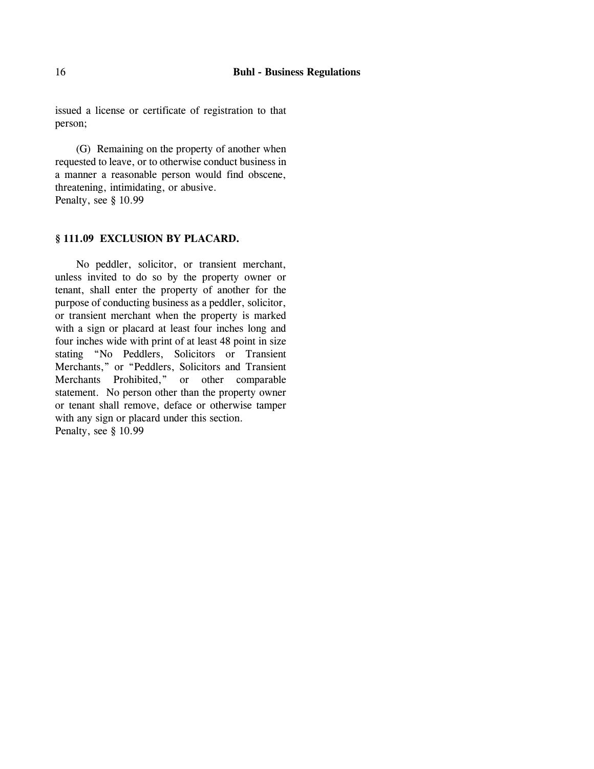issued a license or certificate of registration to that person;

(G) Remaining on the property of another when requested to leave, or to otherwise conduct business in a manner a reasonable person would find obscene, threatening, intimidating, or abusive.
Penalty, see § 10.99

### § 111.09 EXCLUSION BY PLACARD.

No peddler, solicitor, or transient merchant, unless invited to do so by the property owner or tenant, shall enter the property of another for the purpose of conducting business as a peddler, solicitor, or transient merchant when the property is marked with a sign or placard at least four inches long and four inches wide with print of at least 48 point in size stating "No Peddlers, Solicitors or Transient Merchants," or "Peddlers, Solicitors and Transient Merchants Prohibited," or other comparable statement. No person other than the property owner or tenant shall remove, deface or otherwise tamper with any sign or placard under this section.
Penalty, see § 10.99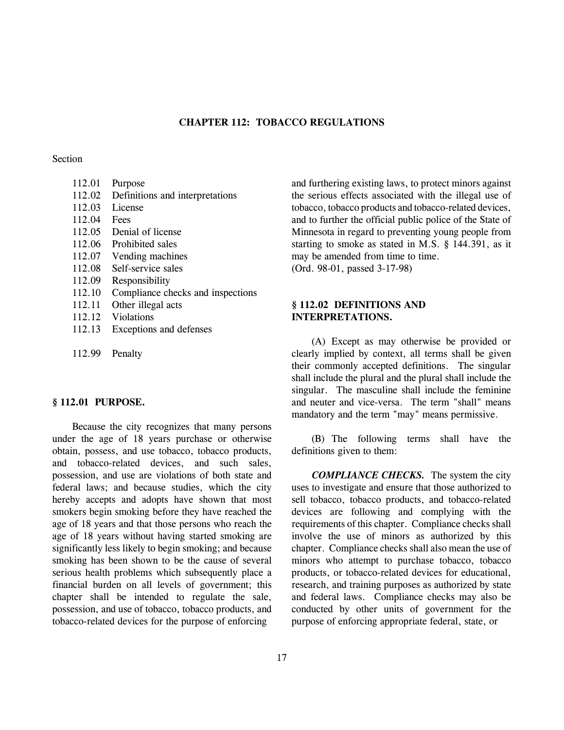# CHAPTER 112: TOBACCO REGULATIONS

Section

- 112.01 Purpose
- 112.02 Definitions and interpretations
- 112.03 License
- 112.04 Fees
- 112.05 Denial of license
- 112.06 Prohibited sales
- 112.07 Vending machines
- 112.08 Self-service sales
- 112.09 Responsibility
- 112.10 Compliance checks and inspections
- 112.11 Other illegal acts
- 112.12 Violations
- 112.13 Exceptions and defenses

- 112.99 Penalty

## § 112.01 PURPOSE.

Because the city recognizes that many persons under the age of 18 years purchase or otherwise obtain, possess, and use tobacco, tobacco products, and tobacco-related devices, and such sales, possession, and use are violations of both state and federal laws; and because studies, which the city hereby accepts and adopts have shown that most smokers begin smoking before they have reached the age of 18 years and that those persons who reach the age of 18 years without having started smoking are significantly less likely to begin smoking; and because smoking has been shown to be the cause of several serious health problems which subsequently place a financial burden on all levels of government; this chapter shall be intended to regulate the sale, possession, and use of tobacco, tobacco products, and tobacco-related devices for the purpose of enforcing and furthering existing laws, to protect minors against the serious effects associated with the illegal use of tobacco, tobacco products and tobacco-related devices, and to further the official public police of the State of Minnesota in regard to preventing young people from starting to smoke as stated in M.S. § 144.391, as it may be amended from time to time.
(Ord. 98-01, passed 3-17-98)

## § 112.02 DEFINITIONS AND INTERPRETATIONS.

(A) Except as may otherwise be provided or clearly implied by context, all terms shall be given their commonly accepted definitions. The singular shall include the plural and the plural shall include the singular. The masculine shall include the feminine and neuter and vice-versa. The term "shall" means mandatory and the term "may" means permissive.

(B) The following terms shall have the definitions given to them:

***COMPLIANCE CHECKS.*** The system the city uses to investigate and ensure that those authorized to sell tobacco, tobacco products, and tobacco-related devices are following and complying with the requirements of this chapter. Compliance checks shall involve the use of minors as authorized by this chapter. Compliance checks shall also mean the use of minors who attempt to purchase tobacco, tobacco products, or tobacco-related devices for educational, research, and training purposes as authorized by state and federal laws. Compliance checks may also be conducted by other units of government for the purpose of enforcing appropriate federal, state, or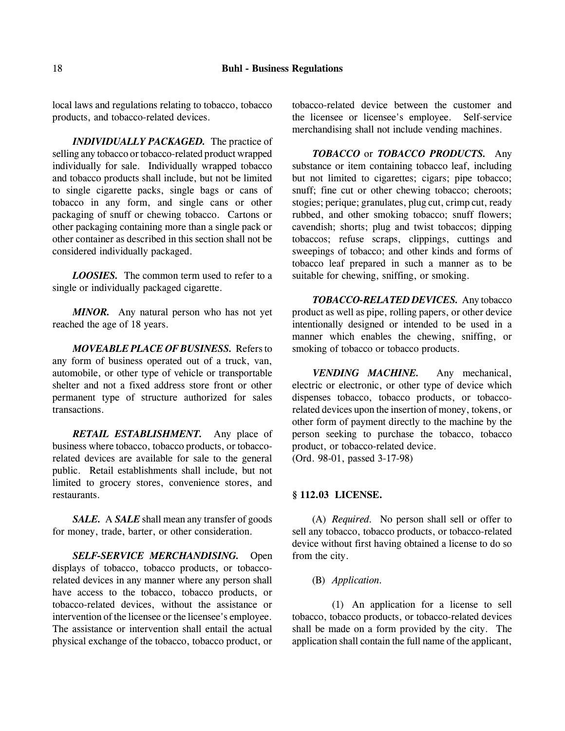local laws and regulations relating to tobacco, tobacco products, and tobacco-related devices.

***INDIVIDUALLY PACKAGED.*** The practice of selling any tobacco or tobacco-related product wrapped individually for sale. Individually wrapped tobacco and tobacco products shall include, but not be limited to single cigarette packs, single bags or cans of tobacco in any form, and single cans or other packaging of snuff or chewing tobacco. Cartons or other packaging containing more than a single pack or other container as described in this section shall not be considered individually packaged.

***LOOSIES.*** The common term used to refer to a single or individually packaged cigarette.

***MINOR.*** Any natural person who has not yet reached the age of 18 years.

***MOVEABLE PLACE OF BUSINESS.*** Refers to any form of business operated out of a truck, van, automobile, or other type of vehicle or transportable shelter and not a fixed address store front or other permanent type of structure authorized for sales transactions.

***RETAIL ESTABLISHMENT.*** Any place of business where tobacco, tobacco products, or tobacco-related devices are available for sale to the general public. Retail establishments shall include, but not limited to grocery stores, convenience stores, and restaurants.

***SALE.*** A ***SALE*** shall mean any transfer of goods for money, trade, barter, or other consideration.

***SELF-SERVICE MERCHANDISING.*** Open displays of tobacco, tobacco products, or tobacco-related devices in any manner where any person shall have access to the tobacco, tobacco products, or tobacco-related devices, without the assistance or intervention of the licensee or the licensee's employee. The assistance or intervention shall entail the actual physical exchange of the tobacco, tobacco product, or tobacco-related device between the customer and the licensee or licensee's employee. Self-service merchandising shall not include vending machines.

***TOBACCO*** or ***TOBACCO PRODUCTS.*** Any substance or item containing tobacco leaf, including but not limited to cigarettes; cigars; pipe tobacco; snuff; fine cut or other chewing tobacco; cheroots; stogies; perique; granulates, plug cut, crimp cut, ready rubbed, and other smoking tobacco; snuff flowers; cavendish; shorts; plug and twist tobaccos; dipping tobaccos; refuse scraps, clippings, cuttings and sweepings of tobacco; and other kinds and forms of tobacco leaf prepared in such a manner as to be suitable for chewing, sniffing, or smoking.

***TOBACCO-RELATED DEVICES.*** Any tobacco product as well as pipe, rolling papers, or other device intentionally designed or intended to be used in a manner which enables the chewing, sniffing, or smoking of tobacco or tobacco products.

***VENDING MACHINE.*** Any mechanical, electric or electronic, or other type of device which dispenses tobacco, tobacco products, or tobacco-related devices upon the insertion of money, tokens, or other form of payment directly to the machine by the person seeking to purchase the tobacco, tobacco product, or tobacco-related device.
(Ord. 98-01, passed 3-17-98)

## § 112.03 LICENSE.

(A) *Required.* No person shall sell or offer to sell any tobacco, tobacco products, or tobacco-related device without first having obtained a license to do so from the city.

(B) *Application.*

(1) An application for a license to sell tobacco, tobacco products, or tobacco-related devices shall be made on a form provided by the city. The application shall contain the full name of the applicant,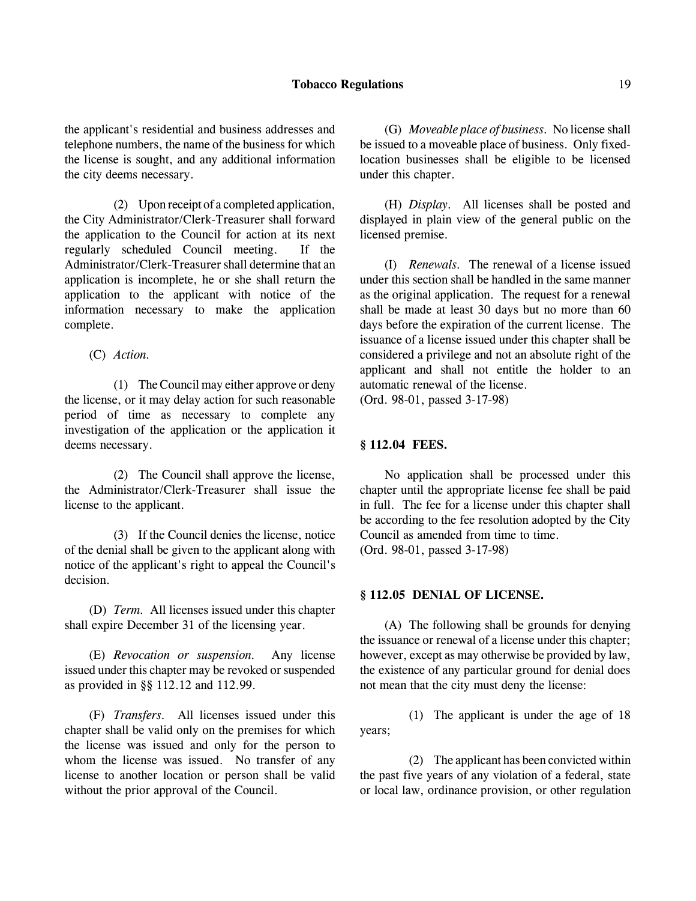the applicant's residential and business addresses and telephone numbers, the name of the business for which the license is sought, and any additional information the city deems necessary.

(2) Upon receipt of a completed application, the City Administrator/Clerk-Treasurer shall forward the application to the Council for action at its next regularly scheduled Council meeting. If the Administrator/Clerk-Treasurer shall determine that an application is incomplete, he or she shall return the application to the applicant with notice of the information necessary to make the application complete.

(C) *Action.*

(1) The Council may either approve or deny the license, or it may delay action for such reasonable period of time as necessary to complete any investigation of the application or the application it deems necessary.

(2) The Council shall approve the license, the Administrator/Clerk-Treasurer shall issue the license to the applicant.

(3) If the Council denies the license, notice of the denial shall be given to the applicant along with notice of the applicant's right to appeal the Council's decision.

(D) *Term.* All licenses issued under this chapter shall expire December 31 of the licensing year.

(E) *Revocation or suspension.* Any license issued under this chapter may be revoked or suspended as provided in §§ 112.12 and 112.99.

(F) *Transfers.* All licenses issued under this chapter shall be valid only on the premises for which the license was issued and only for the person to whom the license was issued. No transfer of any license to another location or person shall be valid without the prior approval of the Council.

(G) *Moveable place of business.* No license shall be issued to a moveable place of business. Only fixed-location businesses shall be eligible to be licensed under this chapter.

(H) *Display.* All licenses shall be posted and displayed in plain view of the general public on the licensed premise.

(I) *Renewals.* The renewal of a license issued under this section shall be handled in the same manner as the original application. The request for a renewal shall be made at least 30 days but no more than 60 days before the expiration of the current license. The issuance of a license issued under this chapter shall be considered a privilege and not an absolute right of the applicant and shall not entitle the holder to an automatic renewal of the license.
(Ord. 98-01, passed 3-17-98)

**§ 112.04 FEES.**

No application shall be processed under this chapter until the appropriate license fee shall be paid in full. The fee for a license under this chapter shall be according to the fee resolution adopted by the City Council as amended from time to time.
(Ord. 98-01, passed 3-17-98)

**§ 112.05 DENIAL OF LICENSE.**

(A) The following shall be grounds for denying the issuance or renewal of a license under this chapter; however, except as may otherwise be provided by law, the existence of any particular ground for denial does not mean that the city must deny the license:

(1) The applicant is under the age of 18 years;

(2) The applicant has been convicted within the past five years of any violation of a federal, state or local law, ordinance provision, or other regulation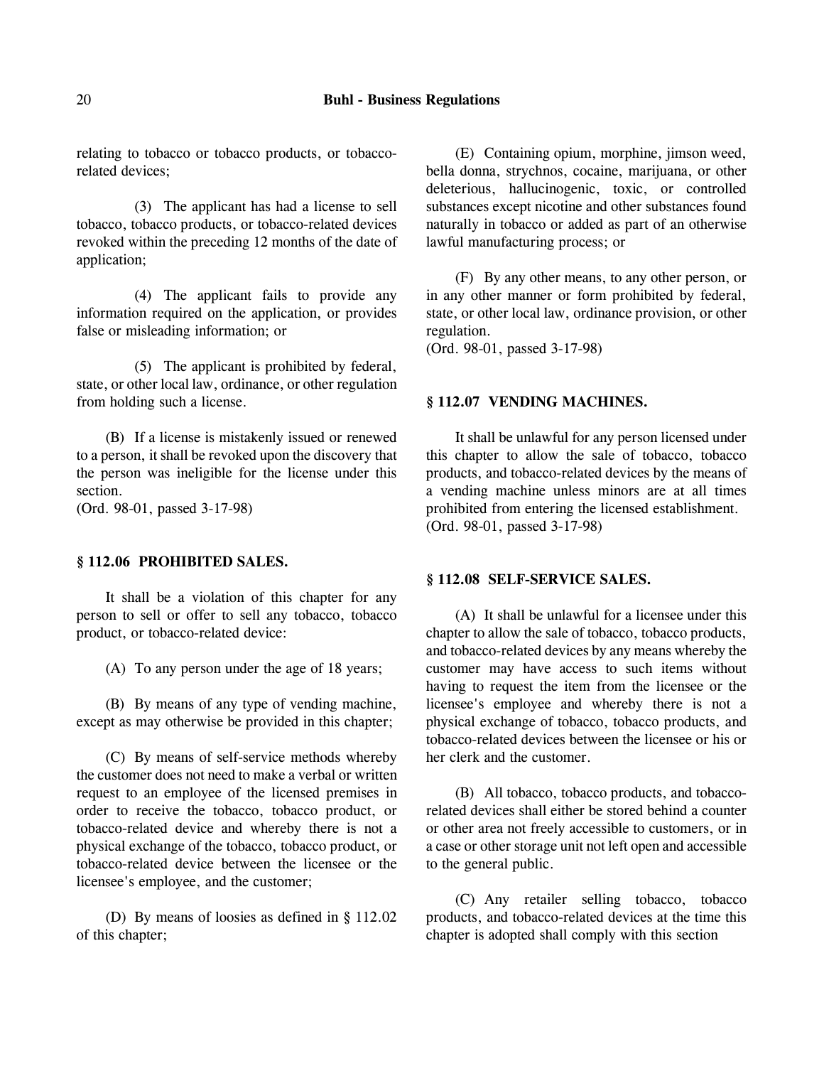relating to tobacco or tobacco products, or tobacco-related devices;

(3) The applicant has had a license to sell tobacco, tobacco products, or tobacco-related devices revoked within the preceding 12 months of the date of application;

(4) The applicant fails to provide any information required on the application, or provides false or misleading information; or

(5) The applicant is prohibited by federal, state, or other local law, ordinance, or other regulation from holding such a license.

(B) If a license is mistakenly issued or renewed to a person, it shall be revoked upon the discovery that the person was ineligible for the license under this section.
(Ord. 98-01, passed 3-17-98)

### § 112.06 PROHIBITED SALES.

It shall be a violation of this chapter for any person to sell or offer to sell any tobacco, tobacco product, or tobacco-related device:

(A) To any person under the age of 18 years;

(B) By means of any type of vending machine, except as may otherwise be provided in this chapter;

(C) By means of self-service methods whereby the customer does not need to make a verbal or written request to an employee of the licensed premises in order to receive the tobacco, tobacco product, or tobacco-related device and whereby there is not a physical exchange of the tobacco, tobacco product, or tobacco-related device between the licensee or the licensee's employee, and the customer;

(D) By means of loosies as defined in § 112.02 of this chapter;

(E) Containing opium, morphine, jimson weed, bella donna, strychnos, cocaine, marijuana, or other deleterious, hallucinogenic, toxic, or controlled substances except nicotine and other substances found naturally in tobacco or added as part of an otherwise lawful manufacturing process; or

(F) By any other means, to any other person, or in any other manner or form prohibited by federal, state, or other local law, ordinance provision, or other regulation.
(Ord. 98-01, passed 3-17-98)

### § 112.07 VENDING MACHINES.

It shall be unlawful for any person licensed under this chapter to allow the sale of tobacco, tobacco products, and tobacco-related devices by the means of a vending machine unless minors are at all times prohibited from entering the licensed establishment.
(Ord. 98-01, passed 3-17-98)

### § 112.08 SELF-SERVICE SALES.

(A) It shall be unlawful for a licensee under this chapter to allow the sale of tobacco, tobacco products, and tobacco-related devices by any means whereby the customer may have access to such items without having to request the item from the licensee or the licensee's employee and whereby there is not a physical exchange of tobacco, tobacco products, and tobacco-related devices between the licensee or his or her clerk and the customer.

(B) All tobacco, tobacco products, and tobacco-related devices shall either be stored behind a counter or other area not freely accessible to customers, or in a case or other storage unit not left open and accessible to the general public.

(C) Any retailer selling tobacco, tobacco products, and tobacco-related devices at the time this chapter is adopted shall comply with this section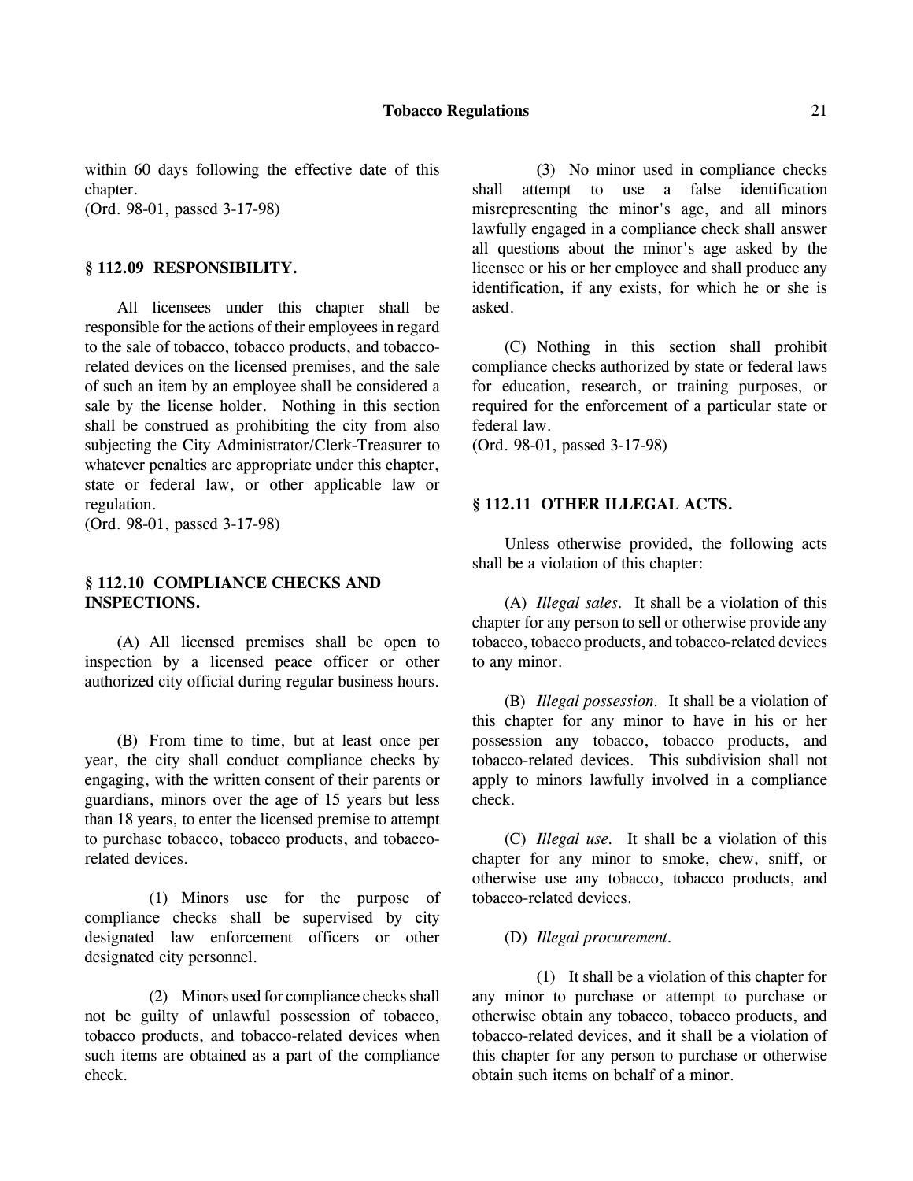within 60 days following the effective date of this chapter.
(Ord. 98-01, passed 3-17-98)

### § 112.09 RESPONSIBILITY.

All licensees under this chapter shall be responsible for the actions of their employees in regard to the sale of tobacco, tobacco products, and tobacco-related devices on the licensed premises, and the sale of such an item by an employee shall be considered a sale by the license holder. Nothing in this section shall be construed as prohibiting the city from also subjecting the City Administrator/Clerk-Treasurer to whatever penalties are appropriate under this chapter, state or federal law, or other applicable law or regulation.
(Ord. 98-01, passed 3-17-98)

### § 112.10 COMPLIANCE CHECKS AND INSPECTIONS.

(A) All licensed premises shall be open to inspection by a licensed peace officer or other authorized city official during regular business hours.

(B) From time to time, but at least once per year, the city shall conduct compliance checks by engaging, with the written consent of their parents or guardians, minors over the age of 15 years but less than 18 years, to enter the licensed premise to attempt to purchase tobacco, tobacco products, and tobacco-related devices.

(1) Minors use for the purpose of compliance checks shall be supervised by city designated law enforcement officers or other designated city personnel.

(2) Minors used for compliance checks shall not be guilty of unlawful possession of tobacco, tobacco products, and tobacco-related devices when such items are obtained as a part of the compliance check.

(3) No minor used in compliance checks shall attempt to use a false identification misrepresenting the minor's age, and all minors lawfully engaged in a compliance check shall answer all questions about the minor's age asked by the licensee or his or her employee and shall produce any identification, if any exists, for which he or she is asked.

(C) Nothing in this section shall prohibit compliance checks authorized by state or federal laws for education, research, or training purposes, or required for the enforcement of a particular state or federal law.
(Ord. 98-01, passed 3-17-98)

### § 112.11 OTHER ILLEGAL ACTS.

Unless otherwise provided, the following acts shall be a violation of this chapter:

(A) *Illegal sales.* It shall be a violation of this chapter for any person to sell or otherwise provide any tobacco, tobacco products, and tobacco-related devices to any minor.

(B) *Illegal possession.* It shall be a violation of this chapter for any minor to have in his or her possession any tobacco, tobacco products, and tobacco-related devices. This subdivision shall not apply to minors lawfully involved in a compliance check.

(C) *Illegal use.* It shall be a violation of this chapter for any minor to smoke, chew, sniff, or otherwise use any tobacco, tobacco products, and tobacco-related devices.

(D) *Illegal procurement.*

(1) It shall be a violation of this chapter for any minor to purchase or attempt to purchase or otherwise obtain any tobacco, tobacco products, and tobacco-related devices, and it shall be a violation of this chapter for any person to purchase or otherwise obtain such items on behalf of a minor.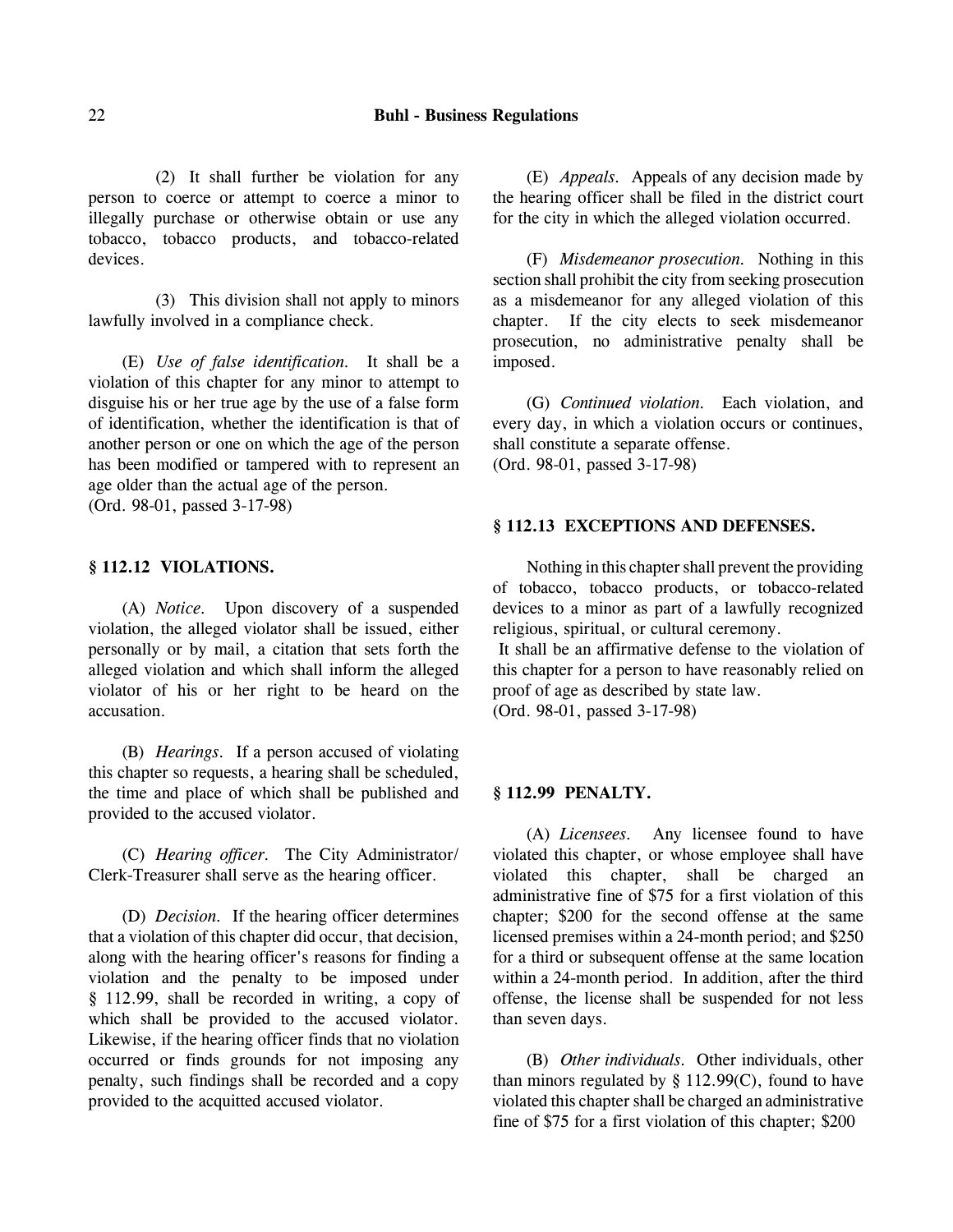(2) It shall further be violation for any person to coerce or attempt to coerce a minor to illegally purchase or otherwise obtain or use any tobacco, tobacco products, and tobacco-related devices.

(3) This division shall not apply to minors lawfully involved in a compliance check.

(E) *Use of false identification.* It shall be a violation of this chapter for any minor to attempt to disguise his or her true age by the use of a false form of identification, whether the identification is that of another person or one on which the age of the person has been modified or tampered with to represent an age older than the actual age of the person.
(Ord. 98-01, passed 3-17-98)

## § 112.12 VIOLATIONS.

(A) *Notice.* Upon discovery of a suspended violation, the alleged violator shall be issued, either personally or by mail, a citation that sets forth the alleged violation and which shall inform the alleged violator of his or her right to be heard on the accusation.

(B) *Hearings.* If a person accused of violating this chapter so requests, a hearing shall be scheduled, the time and place of which shall be published and provided to the accused violator.

(C) *Hearing officer.* The City Administrator/ Clerk-Treasurer shall serve as the hearing officer.

(D) *Decision.* If the hearing officer determines that a violation of this chapter did occur, that decision, along with the hearing officer's reasons for finding a violation and the penalty to be imposed under § 112.99, shall be recorded in writing, a copy of which shall be provided to the accused violator. Likewise, if the hearing officer finds that no violation occurred or finds grounds for not imposing any penalty, such findings shall be recorded and a copy provided to the acquitted accused violator.

(E) *Appeals.* Appeals of any decision made by the hearing officer shall be filed in the district court for the city in which the alleged violation occurred.

(F) *Misdemeanor prosecution.* Nothing in this section shall prohibit the city from seeking prosecution as a misdemeanor for any alleged violation of this chapter. If the city elects to seek misdemeanor prosecution, no administrative penalty shall be imposed.

(G) *Continued violation.* Each violation, and every day, in which a violation occurs or continues, shall constitute a separate offense.
(Ord. 98-01, passed 3-17-98)

## § 112.13 EXCEPTIONS AND DEFENSES.

Nothing in this chapter shall prevent the providing of tobacco, tobacco products, or tobacco-related devices to a minor as part of a lawfully recognized religious, spiritual, or cultural ceremony.

It shall be an affirmative defense to the violation of this chapter for a person to have reasonably relied on proof of age as described by state law.
(Ord. 98-01, passed 3-17-98)

## § 112.99 PENALTY.

(A) *Licensees.* Any licensee found to have violated this chapter, or whose employee shall have violated this chapter, shall be charged an administrative fine of $75 for a first violation of this chapter; $200 for the second offense at the same licensed premises within a 24-month period; and $250 for a third or subsequent offense at the same location within a 24-month period. In addition, after the third offense, the license shall be suspended for not less than seven days.

(B) *Other individuals.* Other individuals, other than minors regulated by § 112.99(C), found to have violated this chapter shall be charged an administrative fine of $75 for a first violation of this chapter; $200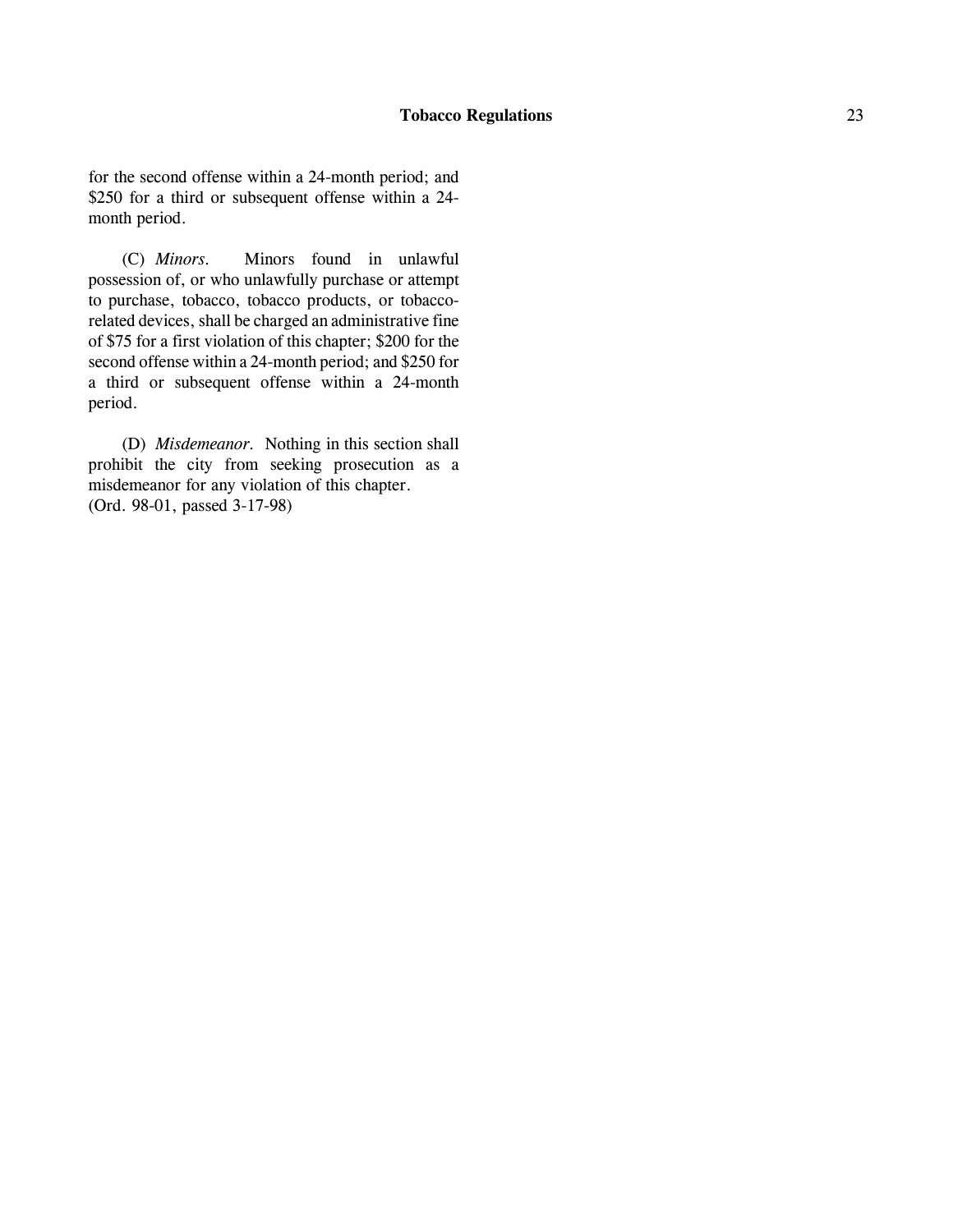for the second offense within a 24-month period; and $250 for a third or subsequent offense within a 24-month period.

(C) *Minors.* Minors found in unlawful possession of, or who unlawfully purchase or attempt to purchase, tobacco, tobacco products, or tobacco-related devices, shall be charged an administrative fine of $75 for a first violation of this chapter; $200 for the second offense within a 24-month period; and $250 for a third or subsequent offense within a 24-month period.

(D) *Misdemeanor.* Nothing in this section shall prohibit the city from seeking prosecution as a misdemeanor for any violation of this chapter.
(Ord. 98-01, passed 3-17-98)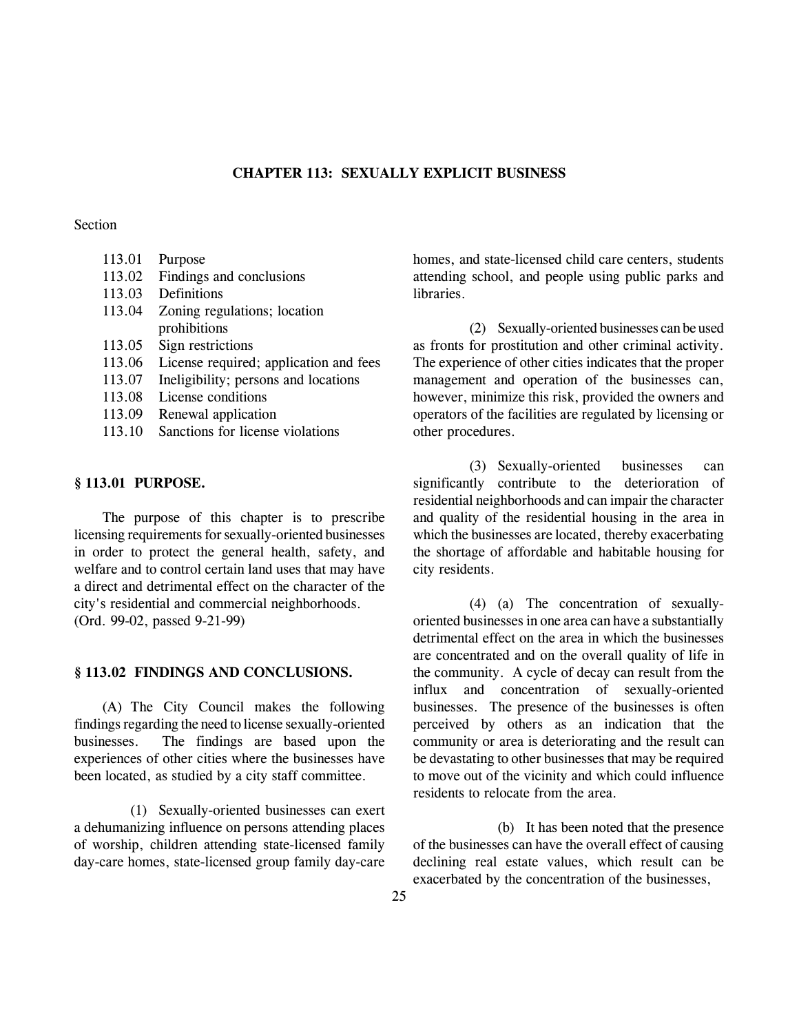# CHAPTER 113: SEXUALLY EXPLICIT BUSINESS

Section

| | |
|---|---|
| 113.01 | Purpose |
| 113.02 | Findings and conclusions |
| 113.03 | Definitions |
| 113.04 | Zoning regulations; location prohibitions |
| 113.05 | Sign restrictions |
| 113.06 | License required; application and fees |
| 113.07 | Ineligibility; persons and locations |
| 113.08 | License conditions |
| 113.09 | Renewal application |
| 113.10 | Sanctions for license violations |

## § 113.01 PURPOSE.

The purpose of this chapter is to prescribe licensing requirements for sexually-oriented businesses in order to protect the general health, safety, and welfare and to control certain land uses that may have a direct and detrimental effect on the character of the city's residential and commercial neighborhoods.
(Ord. 99-02, passed 9-21-99)

## § 113.02 FINDINGS AND CONCLUSIONS.

(A) The City Council makes the following findings regarding the need to license sexually-oriented businesses. The findings are based upon the experiences of other cities where the businesses have been located, as studied by a city staff committee.

(1) Sexually-oriented businesses can exert a dehumanizing influence on persons attending places of worship, children attending state-licensed family day-care homes, state-licensed group family day-care homes, and state-licensed child care centers, students attending school, and people using public parks and libraries.

(2) Sexually-oriented businesses can be used as fronts for prostitution and other criminal activity. The experience of other cities indicates that the proper management and operation of the businesses can, however, minimize this risk, provided the owners and operators of the facilities are regulated by licensing or other procedures.

(3) Sexually-oriented businesses can significantly contribute to the deterioration of residential neighborhoods and can impair the character and quality of the residential housing in the area in which the businesses are located, thereby exacerbating the shortage of affordable and habitable housing for city residents.

(4) (a) The concentration of sexually-oriented businesses in one area can have a substantially detrimental effect on the area in which the businesses are concentrated and on the overall quality of life in the community. A cycle of decay can result from the influx and concentration of sexually-oriented businesses. The presence of the businesses is often perceived by others as an indication that the community or area is deteriorating and the result can be devastating to other businesses that may be required to move out of the vicinity and which could influence residents to relocate from the area.

(b) It has been noted that the presence of the businesses can have the overall effect of causing declining real estate values, which result can be exacerbated by the concentration of the businesses,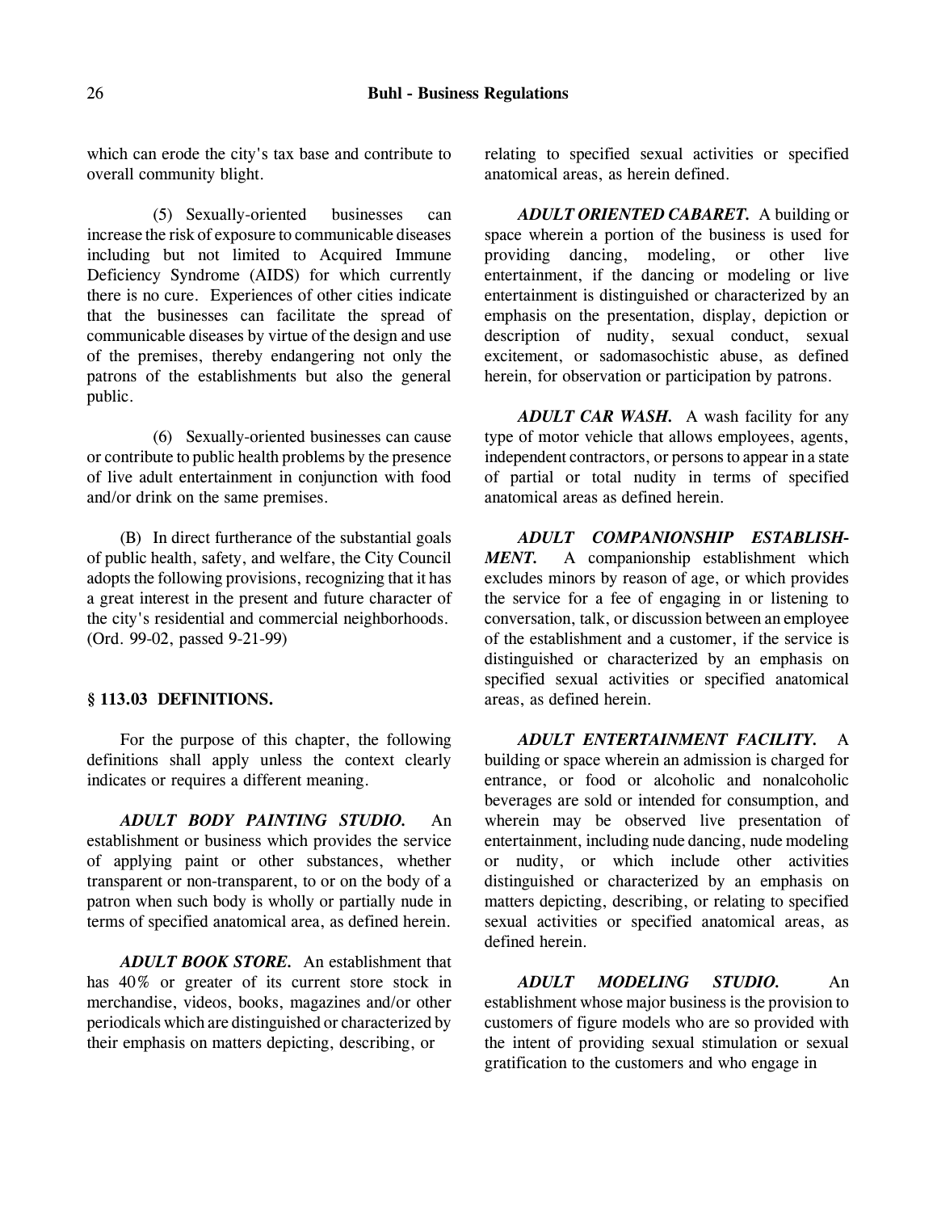which can erode the city's tax base and contribute to overall community blight.

(5) Sexually-oriented businesses can increase the risk of exposure to communicable diseases including but not limited to Acquired Immune Deficiency Syndrome (AIDS) for which currently there is no cure. Experiences of other cities indicate that the businesses can facilitate the spread of communicable diseases by virtue of the design and use of the premises, thereby endangering not only the patrons of the establishments but also the general public.

(6) Sexually-oriented businesses can cause or contribute to public health problems by the presence of live adult entertainment in conjunction with food and/or drink on the same premises.

(B) In direct furtherance of the substantial goals of public health, safety, and welfare, the City Council adopts the following provisions, recognizing that it has a great interest in the present and future character of the city's residential and commercial neighborhoods. (Ord. 99-02, passed 9-21-99)

## § 113.03 DEFINITIONS.

For the purpose of this chapter, the following definitions shall apply unless the context clearly indicates or requires a different meaning.

***ADULT BODY PAINTING STUDIO.*** An establishment or business which provides the service of applying paint or other substances, whether transparent or non-transparent, to or on the body of a patron when such body is wholly or partially nude in terms of specified anatomical area, as defined herein.

***ADULT BOOK STORE.*** An establishment that has 40% or greater of its current store stock in merchandise, videos, books, magazines and/or other periodicals which are distinguished or characterized by their emphasis on matters depicting, describing, or relating to specified sexual activities or specified anatomical areas, as herein defined.

***ADULT ORIENTED CABARET.*** A building or space wherein a portion of the business is used for providing dancing, modeling, or other live entertainment, if the dancing or modeling or live entertainment is distinguished or characterized by an emphasis on the presentation, display, depiction or description of nudity, sexual conduct, sexual excitement, or sadomasochistic abuse, as defined herein, for observation or participation by patrons.

***ADULT CAR WASH.*** A wash facility for any type of motor vehicle that allows employees, agents, independent contractors, or persons to appear in a state of partial or total nudity in terms of specified anatomical areas as defined herein.

***ADULT COMPANIONSHIP ESTABLISHMENT.*** A companionship establishment which excludes minors by reason of age, or which provides the service for a fee of engaging in or listening to conversation, talk, or discussion between an employee of the establishment and a customer, if the service is distinguished or characterized by an emphasis on specified sexual activities or specified anatomical areas, as defined herein.

***ADULT ENTERTAINMENT FACILITY.*** A building or space wherein an admission is charged for entrance, or food or alcoholic and nonalcoholic beverages are sold or intended for consumption, and wherein may be observed live presentation of entertainment, including nude dancing, nude modeling or nudity, or which include other activities distinguished or characterized by an emphasis on matters depicting, describing, or relating to specified sexual activities or specified anatomical areas, as defined herein.

***ADULT MODELING STUDIO.*** An establishment whose major business is the provision to customers of figure models who are so provided with the intent of providing sexual stimulation or sexual gratification to the customers and who engage in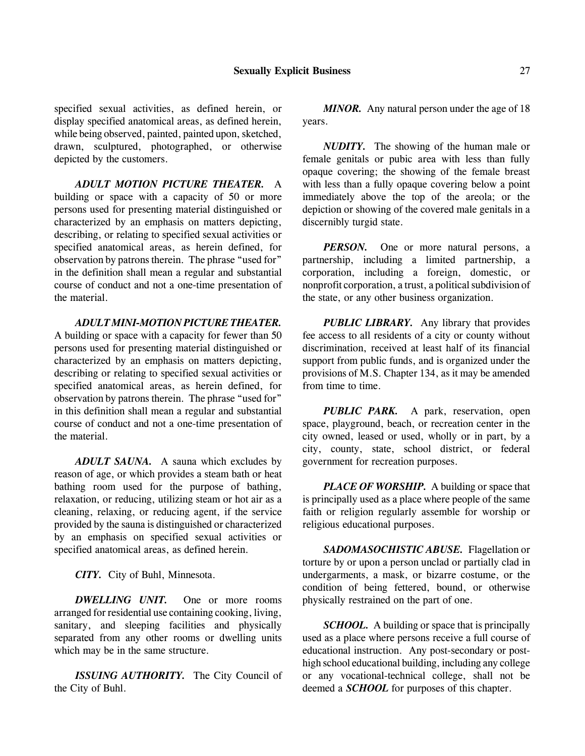specified sexual activities, as defined herein, or display specified anatomical areas, as defined herein, while being observed, painted, painted upon, sketched, drawn, sculptured, photographed, or otherwise depicted by the customers.

***ADULT MOTION PICTURE THEATER.*** A building or space with a capacity of 50 or more persons used for presenting material distinguished or characterized by an emphasis on matters depicting, describing, or relating to specified sexual activities or specified anatomical areas, as herein defined, for observation by patrons therein. The phrase "used for" in the definition shall mean a regular and substantial course of conduct and not a one-time presentation of the material.

***ADULT MINI-MOTION PICTURE THEATER.*** A building or space with a capacity for fewer than 50 persons used for presenting material distinguished or characterized by an emphasis on matters depicting, describing or relating to specified sexual activities or specified anatomical areas, as herein defined, for observation by patrons therein. The phrase "used for" in this definition shall mean a regular and substantial course of conduct and not a one-time presentation of the material.

***ADULT SAUNA.*** A sauna which excludes by reason of age, or which provides a steam bath or heat bathing room used for the purpose of bathing, relaxation, or reducing, utilizing steam or hot air as a cleaning, relaxing, or reducing agent, if the service provided by the sauna is distinguished or characterized by an emphasis on specified sexual activities or specified anatomical areas, as defined herein.

***CITY.*** City of Buhl, Minnesota.

***DWELLING UNIT.*** One or more rooms arranged for residential use containing cooking, living, sanitary, and sleeping facilities and physically separated from any other rooms or dwelling units which may be in the same structure.

***ISSUING AUTHORITY.*** The City Council of the City of Buhl.

***MINOR.*** Any natural person under the age of 18 years.

***NUDITY.*** The showing of the human male or female genitals or pubic area with less than fully opaque covering; the showing of the female breast with less than a fully opaque covering below a point immediately above the top of the areola; or the depiction or showing of the covered male genitals in a discernibly turgid state.

***PERSON.*** One or more natural persons, a partnership, including a limited partnership, a corporation, including a foreign, domestic, or nonprofit corporation, a trust, a political subdivision of the state, or any other business organization.

***PUBLIC LIBRARY.*** Any library that provides fee access to all residents of a city or county without discrimination, received at least half of its financial support from public funds, and is organized under the provisions of M.S. Chapter 134, as it may be amended from time to time.

***PUBLIC PARK.*** A park, reservation, open space, playground, beach, or recreation center in the city owned, leased or used, wholly or in part, by a city, county, state, school district, or federal government for recreation purposes.

***PLACE OF WORSHIP.*** A building or space that is principally used as a place where people of the same faith or religion regularly assemble for worship or religious educational purposes.

***SADOMASOCHISTIC ABUSE.*** Flagellation or torture by or upon a person unclad or partially clad in undergarments, a mask, or bizarre costume, or the condition of being fettered, bound, or otherwise physically restrained on the part of one.

***SCHOOL.*** A building or space that is principally used as a place where persons receive a full course of educational instruction. Any post-secondary or post-high school educational building, including any college or any vocational-technical college, shall not be deemed a ***SCHOOL*** for purposes of this chapter.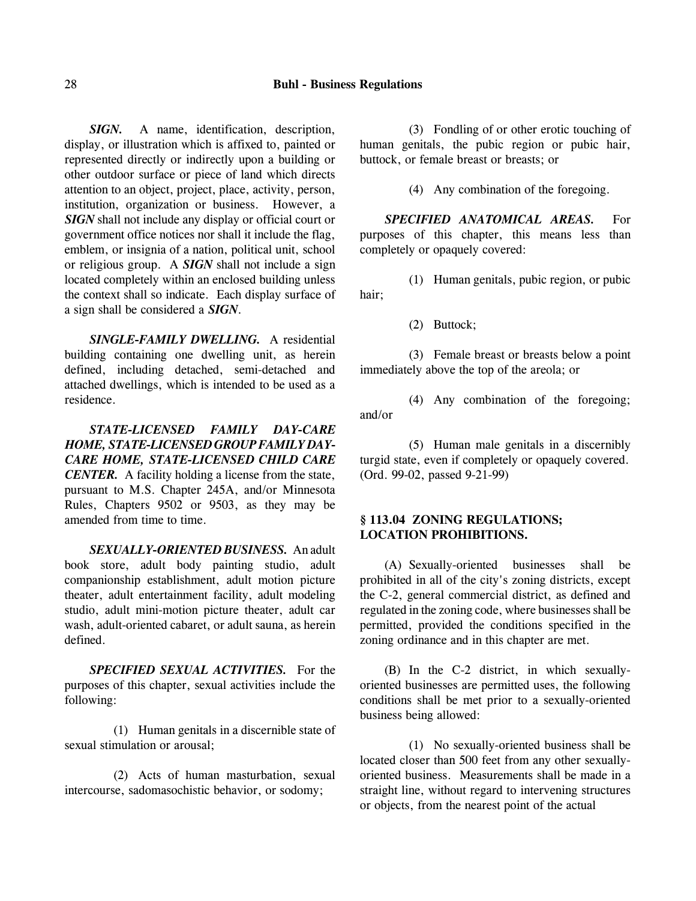***SIGN.*** A name, identification, description, display, or illustration which is affixed to, painted or represented directly or indirectly upon a building or other outdoor surface or piece of land which directs attention to an object, project, place, activity, person, institution, organization or business. However, a ***SIGN*** shall not include any display or official court or government office notices nor shall it include the flag, emblem, or insignia of a nation, political unit, school or religious group. A ***SIGN*** shall not include a sign located completely within an enclosed building unless the context shall so indicate. Each display surface of a sign shall be considered a ***SIGN***.

***SINGLE-FAMILY DWELLING.*** A residential building containing one dwelling unit, as herein defined, including detached, semi-detached and attached dwellings, which is intended to be used as a residence.

***STATE-LICENSED FAMILY DAY-CARE HOME, STATE-LICENSED GROUP FAMILY DAY-CARE HOME, STATE-LICENSED CHILD CARE CENTER.*** A facility holding a license from the state, pursuant to M.S. Chapter 245A, and/or Minnesota Rules, Chapters 9502 or 9503, as they may be amended from time to time.

***SEXUALLY-ORIENTED BUSINESS.*** An adult book store, adult body painting studio, adult companionship establishment, adult motion picture theater, adult entertainment facility, adult modeling studio, adult mini-motion picture theater, adult car wash, adult-oriented cabaret, or adult sauna, as herein defined.

***SPECIFIED SEXUAL ACTIVITIES.*** For the purposes of this chapter, sexual activities include the following:

(1) Human genitals in a discernible state of sexual stimulation or arousal;

(2) Acts of human masturbation, sexual intercourse, sadomasochistic behavior, or sodomy;

(3) Fondling of or other erotic touching of human genitals, the pubic region or pubic hair, buttock, or female breast or breasts; or

(4) Any combination of the foregoing.

***SPECIFIED ANATOMICAL AREAS.*** For purposes of this chapter, this means less than completely or opaquely covered:

(1) Human genitals, pubic region, or pubic hair;

(2) Buttock;

(3) Female breast or breasts below a point immediately above the top of the areola; or

(4) Any combination of the foregoing; and/or

(5) Human male genitals in a discernibly turgid state, even if completely or opaquely covered. (Ord. 99-02, passed 9-21-99)

## § 113.04 ZONING REGULATIONS; LOCATION PROHIBITIONS.

(A) Sexually-oriented businesses shall be prohibited in all of the city's zoning districts, except the C-2, general commercial district, as defined and regulated in the zoning code, where businesses shall be permitted, provided the conditions specified in the zoning ordinance and in this chapter are met.

(B) In the C-2 district, in which sexually-oriented businesses are permitted uses, the following conditions shall be met prior to a sexually-oriented business being allowed:

(1) No sexually-oriented business shall be located closer than 500 feet from any other sexually-oriented business. Measurements shall be made in a straight line, without regard to intervening structures or objects, from the nearest point of the actual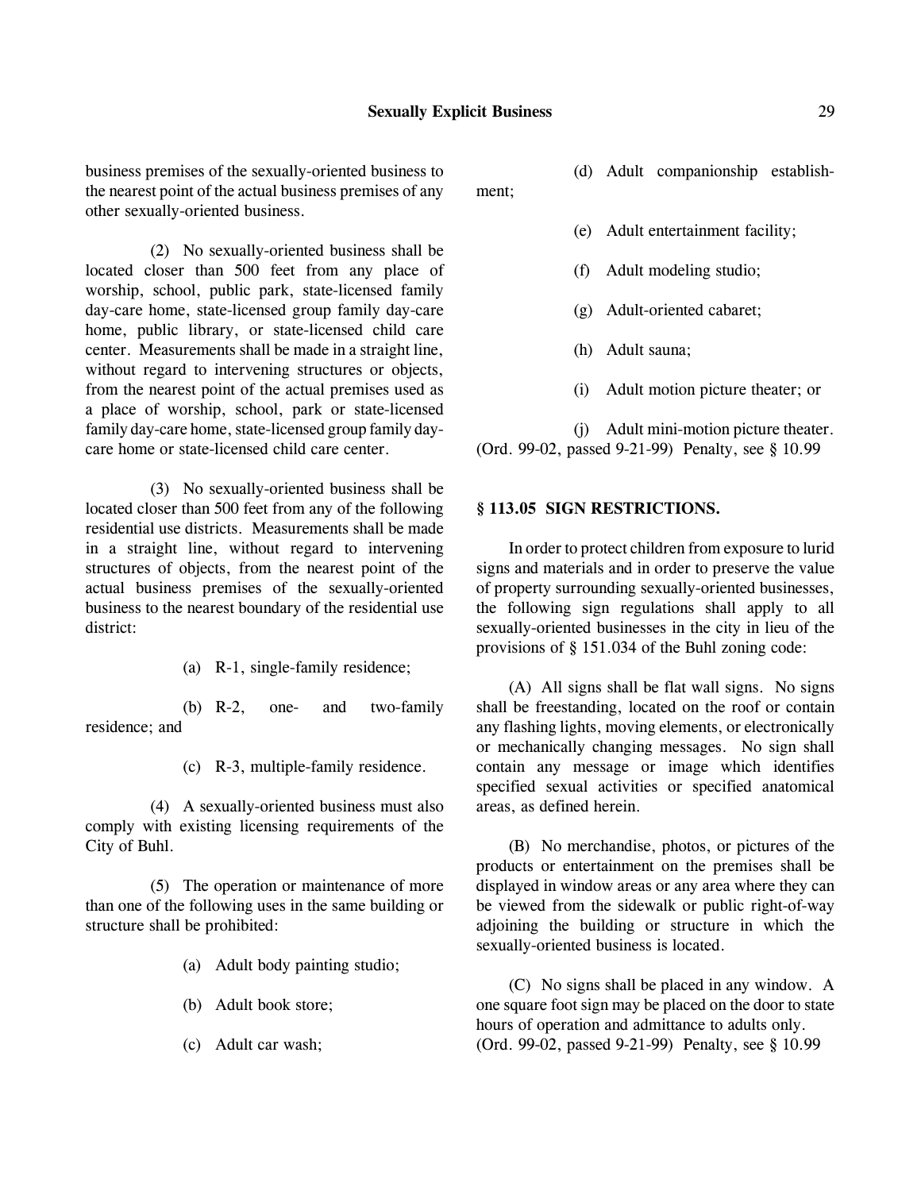business premises of the sexually-oriented business to the nearest point of the actual business premises of any other sexually-oriented business.

(2) No sexually-oriented business shall be located closer than 500 feet from any place of worship, school, public park, state-licensed family day-care home, state-licensed group family day-care home, public library, or state-licensed child care center. Measurements shall be made in a straight line, without regard to intervening structures or objects, from the nearest point of the actual premises used as a place of worship, school, park or state-licensed family day-care home, state-licensed group family day-care home or state-licensed child care center.

(3) No sexually-oriented business shall be located closer than 500 feet from any of the following residential use districts. Measurements shall be made in a straight line, without regard to intervening structures of objects, from the nearest point of the actual business premises of the sexually-oriented business to the nearest boundary of the residential use district:

(a) R-1, single-family residence;

(b) R-2, one- and two-family residence; and

(c) R-3, multiple-family residence.

(4) A sexually-oriented business must also comply with existing licensing requirements of the City of Buhl.

(5) The operation or maintenance of more than one of the following uses in the same building or structure shall be prohibited:

(a) Adult body painting studio;

(b) Adult book store;

(c) Adult car wash;

(d) Adult companionship establishment;

(e) Adult entertainment facility;

(f) Adult modeling studio;

(g) Adult-oriented cabaret;

(h) Adult sauna;

(i) Adult motion picture theater; or

(j) Adult mini-motion picture theater.

(Ord. 99-02, passed 9-21-99) Penalty, see § 10.99

**§ 113.05 SIGN RESTRICTIONS.**

In order to protect children from exposure to lurid signs and materials and in order to preserve the value of property surrounding sexually-oriented businesses, the following sign regulations shall apply to all sexually-oriented businesses in the city in lieu of the provisions of § 151.034 of the Buhl zoning code:

(A) All signs shall be flat wall signs. No signs shall be freestanding, located on the roof or contain any flashing lights, moving elements, or electronically or mechanically changing messages. No sign shall contain any message or image which identifies specified sexual activities or specified anatomical areas, as defined herein.

(B) No merchandise, photos, or pictures of the products or entertainment on the premises shall be displayed in window areas or any area where they can be viewed from the sidewalk or public right-of-way adjoining the building or structure in which the sexually-oriented business is located.

(C) No signs shall be placed in any window. A one square foot sign may be placed on the door to state hours of operation and admittance to adults only.

(Ord. 99-02, passed 9-21-99) Penalty, see § 10.99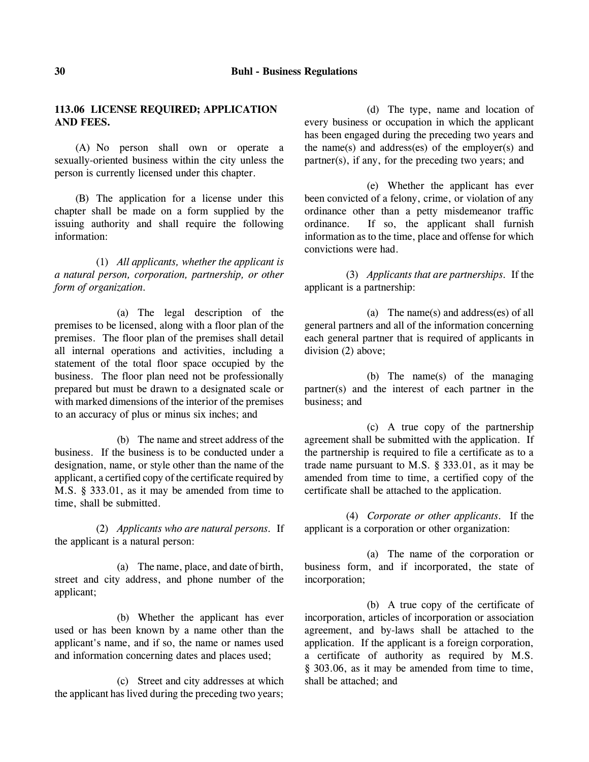### 113.06 LICENSE REQUIRED; APPLICATION AND FEES.

(A) No person shall own or operate a sexually-oriented business within the city unless the person is currently licensed under this chapter.

(B) The application for a license under this chapter shall be made on a form supplied by the issuing authority and shall require the following information:

(1) *All applicants, whether the applicant is a natural person, corporation, partnership, or other form of organization.*

(a) The legal description of the premises to be licensed, along with a floor plan of the premises. The floor plan of the premises shall detail all internal operations and activities, including a statement of the total floor space occupied by the business. The floor plan need not be professionally prepared but must be drawn to a designated scale or with marked dimensions of the interior of the premises to an accuracy of plus or minus six inches; and

(b) The name and street address of the business. If the business is to be conducted under a designation, name, or style other than the name of the applicant, a certified copy of the certificate required by M.S. § 333.01, as it may be amended from time to time, shall be submitted.

(2) *Applicants who are natural persons.* If the applicant is a natural person:

(a) The name, place, and date of birth, street and city address, and phone number of the applicant;

(b) Whether the applicant has ever used or has been known by a name other than the applicant's name, and if so, the name or names used and information concerning dates and places used;

(c) Street and city addresses at which the applicant has lived during the preceding two years;

(d) The type, name and location of every business or occupation in which the applicant has been engaged during the preceding two years and the name(s) and address(es) of the employer(s) and partner(s), if any, for the preceding two years; and

(e) Whether the applicant has ever been convicted of a felony, crime, or violation of any ordinance other than a petty misdemeanor traffic ordinance. If so, the applicant shall furnish information as to the time, place and offense for which convictions were had.

(3) *Applicants that are partnerships.* If the applicant is a partnership:

(a) The name(s) and address(es) of all general partners and all of the information concerning each general partner that is required of applicants in division (2) above;

(b) The name(s) of the managing partner(s) and the interest of each partner in the business; and

(c) A true copy of the partnership agreement shall be submitted with the application. If the partnership is required to file a certificate as to a trade name pursuant to M.S. § 333.01, as it may be amended from time to time, a certified copy of the certificate shall be attached to the application.

(4) *Corporate or other applicants.* If the applicant is a corporation or other organization:

(a) The name of the corporation or business form, and if incorporated, the state of incorporation;

(b) A true copy of the certificate of incorporation, articles of incorporation or association agreement, and by-laws shall be attached to the application. If the applicant is a foreign corporation, a certificate of authority as required by M.S. § 303.06, as it may be amended from time to time, shall be attached; and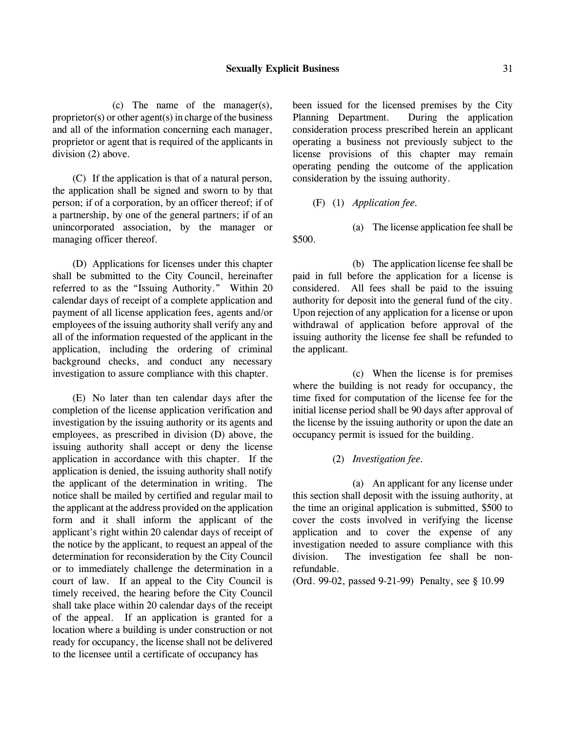(c) The name of the manager(s), proprietor(s) or other agent(s) in charge of the business and all of the information concerning each manager, proprietor or agent that is required of the applicants in division (2) above.

(C) If the application is that of a natural person, the application shall be signed and sworn to by that person; if of a corporation, by an officer thereof; if of a partnership, by one of the general partners; if of an unincorporated association, by the manager or managing officer thereof.

(D) Applications for licenses under this chapter shall be submitted to the City Council, hereinafter referred to as the "Issuing Authority." Within 20 calendar days of receipt of a complete application and payment of all license application fees, agents and/or employees of the issuing authority shall verify any and all of the information requested of the applicant in the application, including the ordering of criminal background checks, and conduct any necessary investigation to assure compliance with this chapter.

(E) No later than ten calendar days after the completion of the license application verification and investigation by the issuing authority or its agents and employees, as prescribed in division (D) above, the issuing authority shall accept or deny the license application in accordance with this chapter. If the application is denied, the issuing authority shall notify the applicant of the determination in writing. The notice shall be mailed by certified and regular mail to the applicant at the address provided on the application form and it shall inform the applicant of the applicant's right within 20 calendar days of receipt of the notice by the applicant, to request an appeal of the determination for reconsideration by the City Council or to immediately challenge the determination in a court of law. If an appeal to the City Council is timely received, the hearing before the City Council shall take place within 20 calendar days of the receipt of the appeal. If an application is granted for a location where a building is under construction or not ready for occupancy, the license shall not be delivered to the licensee until a certificate of occupancy has been issued for the licensed premises by the City Planning Department. During the application consideration process prescribed herein an applicant operating a business not previously subject to the license provisions of this chapter may remain operating pending the outcome of the application consideration by the issuing authority.

(F) (1) *Application fee.*

(a) The license application fee shall be $500.

(b) The application license fee shall be paid in full before the application for a license is considered. All fees shall be paid to the issuing authority for deposit into the general fund of the city. Upon rejection of any application for a license or upon withdrawal of application before approval of the issuing authority the license fee shall be refunded to the applicant.

(c) When the license is for premises where the building is not ready for occupancy, the time fixed for computation of the license fee for the initial license period shall be 90 days after approval of the license by the issuing authority or upon the date an occupancy permit is issued for the building.

(2) *Investigation fee.*

(a) An applicant for any license under this section shall deposit with the issuing authority, at the time an original application is submitted, $500 to cover the costs involved in verifying the license application and to cover the expense of any investigation needed to assure compliance with this division. The investigation fee shall be non-refundable.

(Ord. 99-02, passed 9-21-99) Penalty, see § 10.99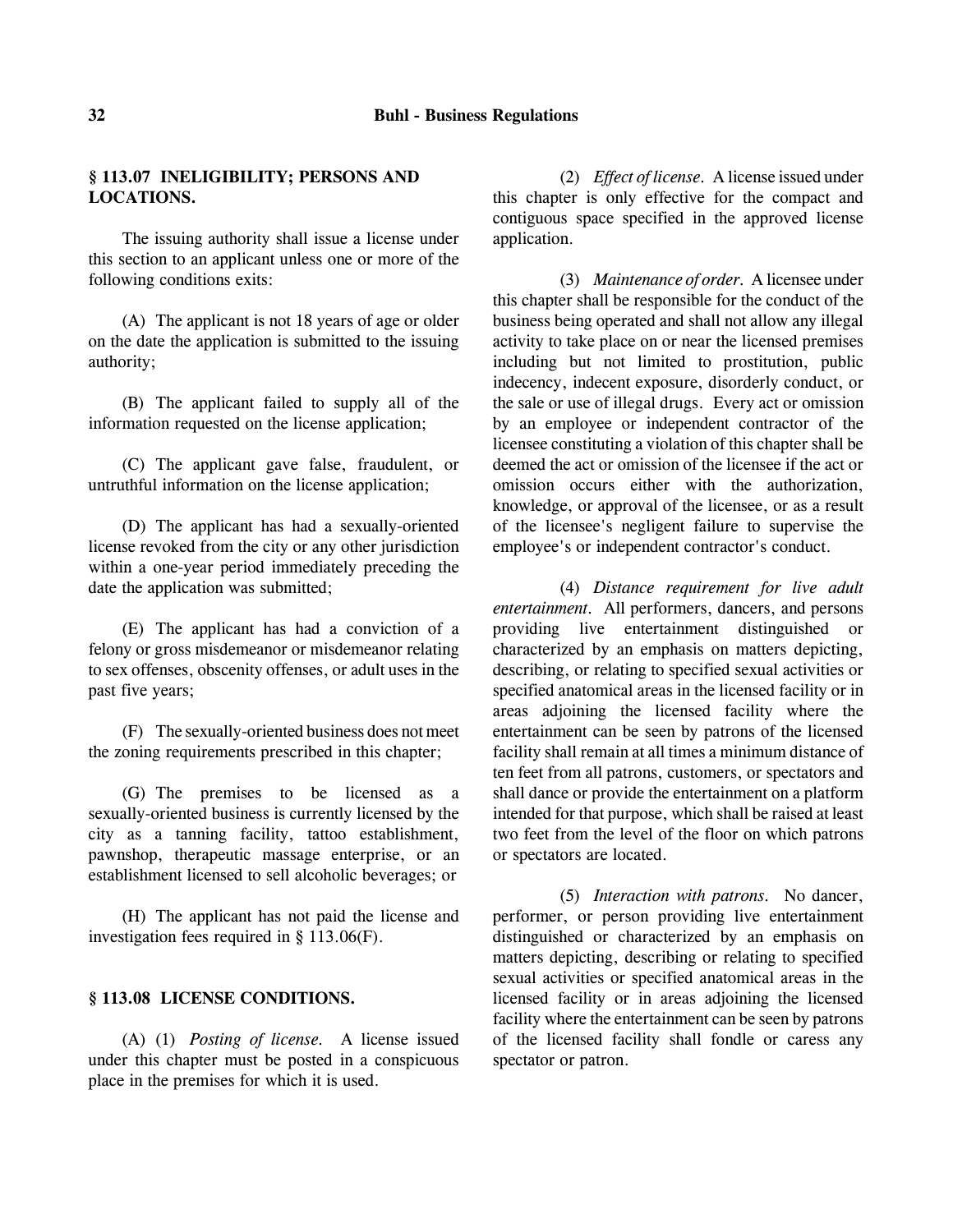## § 113.07 INELIGIBILITY; PERSONS AND LOCATIONS.

The issuing authority shall issue a license under this section to an applicant unless one or more of the following conditions exits:

(A) The applicant is not 18 years of age or older on the date the application is submitted to the issuing authority;

(B) The applicant failed to supply all of the information requested on the license application;

(C) The applicant gave false, fraudulent, or untruthful information on the license application;

(D) The applicant has had a sexually-oriented license revoked from the city or any other jurisdiction within a one-year period immediately preceding the date the application was submitted;

(E) The applicant has had a conviction of a felony or gross misdemeanor or misdemeanor relating to sex offenses, obscenity offenses, or adult uses in the past five years;

(F) The sexually-oriented business does not meet the zoning requirements prescribed in this chapter;

(G) The premises to be licensed as a sexually-oriented business is currently licensed by the city as a tanning facility, tattoo establishment, pawnshop, therapeutic massage enterprise, or an establishment licensed to sell alcoholic beverages; or

(H) The applicant has not paid the license and investigation fees required in § 113.06(F).

## § 113.08 LICENSE CONDITIONS.

(A) (1) *Posting of license.* A license issued under this chapter must be posted in a conspicuous place in the premises for which it is used.

(2) *Effect of license.* A license issued under this chapter is only effective for the compact and contiguous space specified in the approved license application.

(3) *Maintenance of order.* A licensee under this chapter shall be responsible for the conduct of the business being operated and shall not allow any illegal activity to take place on or near the licensed premises including but not limited to prostitution, public indecency, indecent exposure, disorderly conduct, or the sale or use of illegal drugs. Every act or omission by an employee or independent contractor of the licensee constituting a violation of this chapter shall be deemed the act or omission of the licensee if the act or omission occurs either with the authorization, knowledge, or approval of the licensee, or as a result of the licensee's negligent failure to supervise the employee's or independent contractor's conduct.

(4) *Distance requirement for live adult entertainment.* All performers, dancers, and persons providing live entertainment distinguished or characterized by an emphasis on matters depicting, describing, or relating to specified sexual activities or specified anatomical areas in the licensed facility or in areas adjoining the licensed facility where the entertainment can be seen by patrons of the licensed facility shall remain at all times a minimum distance of ten feet from all patrons, customers, or spectators and shall dance or provide the entertainment on a platform intended for that purpose, which shall be raised at least two feet from the level of the floor on which patrons or spectators are located.

(5) *Interaction with patrons.* No dancer, performer, or person providing live entertainment distinguished or characterized by an emphasis on matters depicting, describing or relating to specified sexual activities or specified anatomical areas in the licensed facility or in areas adjoining the licensed facility where the entertainment can be seen by patrons of the licensed facility shall fondle or caress any spectator or patron.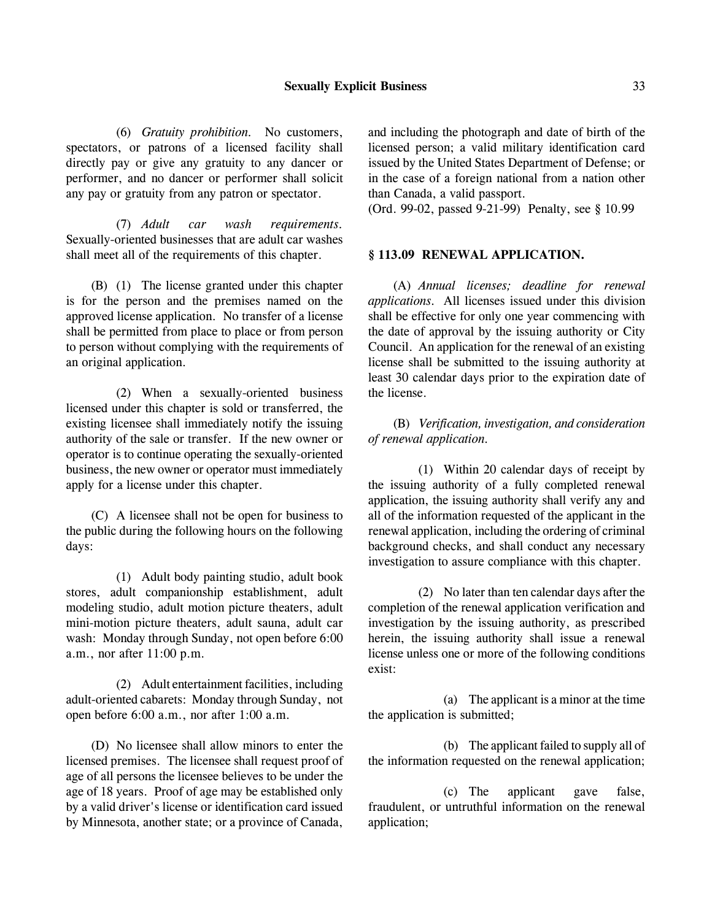(6) *Gratuity prohibition.* No customers, spectators, or patrons of a licensed facility shall directly pay or give any gratuity to any dancer or performer, and no dancer or performer shall solicit any pay or gratuity from any patron or spectator.

(7) *Adult car wash requirements.* Sexually-oriented businesses that are adult car washes shall meet all of the requirements of this chapter.

(B) (1) The license granted under this chapter is for the person and the premises named on the approved license application. No transfer of a license shall be permitted from place to place or from person to person without complying with the requirements of an original application.

(2) When a sexually-oriented business licensed under this chapter is sold or transferred, the existing licensee shall immediately notify the issuing authority of the sale or transfer. If the new owner or operator is to continue operating the sexually-oriented business, the new owner or operator must immediately apply for a license under this chapter.

(C) A licensee shall not be open for business to the public during the following hours on the following days:

(1) Adult body painting studio, adult book stores, adult companionship establishment, adult modeling studio, adult motion picture theaters, adult mini-motion picture theaters, adult sauna, adult car wash: Monday through Sunday, not open before 6:00 a.m., nor after 11:00 p.m.

(2) Adult entertainment facilities, including adult-oriented cabarets: Monday through Sunday, not open before 6:00 a.m., nor after 1:00 a.m.

(D) No licensee shall allow minors to enter the licensed premises. The licensee shall request proof of age of all persons the licensee believes to be under the age of 18 years. Proof of age may be established only by a valid driver's license or identification card issued by Minnesota, another state; or a province of Canada, and including the photograph and date of birth of the licensed person; a valid military identification card issued by the United States Department of Defense; or in the case of a foreign national from a nation other than Canada, a valid passport.
(Ord. 99-02, passed 9-21-99) Penalty, see § 10.99

## § 113.09 RENEWAL APPLICATION.

(A) *Annual licenses; deadline for renewal applications.* All licenses issued under this division shall be effective for only one year commencing with the date of approval by the issuing authority or City Council. An application for the renewal of an existing license shall be submitted to the issuing authority at least 30 calendar days prior to the expiration date of the license.

(B) *Verification, investigation, and consideration of renewal application.*

(1) Within 20 calendar days of receipt by the issuing authority of a fully completed renewal application, the issuing authority shall verify any and all of the information requested of the applicant in the renewal application, including the ordering of criminal background checks, and shall conduct any necessary investigation to assure compliance with this chapter.

(2) No later than ten calendar days after the completion of the renewal application verification and investigation by the issuing authority, as prescribed herein, the issuing authority shall issue a renewal license unless one or more of the following conditions exist:

(a) The applicant is a minor at the time the application is submitted;

(b) The applicant failed to supply all of the information requested on the renewal application;

(c) The applicant gave false, fraudulent, or untruthful information on the renewal application;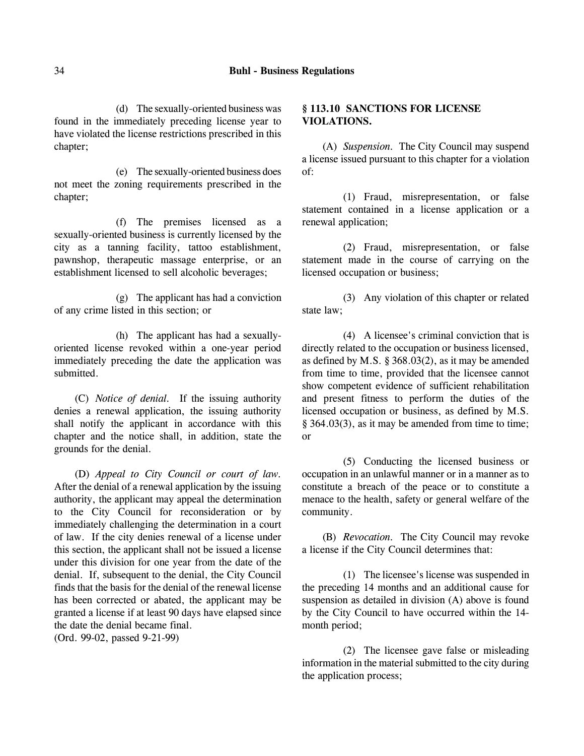(d) The sexually-oriented business was found in the immediately preceding license year to have violated the license restrictions prescribed in this chapter;

(e) The sexually-oriented business does not meet the zoning requirements prescribed in the chapter;

(f) The premises licensed as a sexually-oriented business is currently licensed by the city as a tanning facility, tattoo establishment, pawnshop, therapeutic massage enterprise, or an establishment licensed to sell alcoholic beverages;

(g) The applicant has had a conviction of any crime listed in this section; or

(h) The applicant has had a sexually-oriented license revoked within a one-year period immediately preceding the date the application was submitted.

(C) *Notice of denial.* If the issuing authority denies a renewal application, the issuing authority shall notify the applicant in accordance with this chapter and the notice shall, in addition, state the grounds for the denial.

(D) *Appeal to City Council or court of law.* After the denial of a renewal application by the issuing authority, the applicant may appeal the determination to the City Council for reconsideration or by immediately challenging the determination in a court of law. If the city denies renewal of a license under this section, the applicant shall not be issued a license under this division for one year from the date of the denial. If, subsequent to the denial, the City Council finds that the basis for the denial of the renewal license has been corrected or abated, the applicant may be granted a license if at least 90 days have elapsed since the date the denial became final.
(Ord. 99-02, passed 9-21-99)

**§ 113.10 SANCTIONS FOR LICENSE VIOLATIONS.**

(A) *Suspension.* The City Council may suspend a license issued pursuant to this chapter for a violation of:

(1) Fraud, misrepresentation, or false statement contained in a license application or a renewal application;

(2) Fraud, misrepresentation, or false statement made in the course of carrying on the licensed occupation or business;

(3) Any violation of this chapter or related state law;

(4) A licensee's criminal conviction that is directly related to the occupation or business licensed, as defined by M.S. § 368.03(2), as it may be amended from time to time, provided that the licensee cannot show competent evidence of sufficient rehabilitation and present fitness to perform the duties of the licensed occupation or business, as defined by M.S. § 364.03(3), as it may be amended from time to time; or

(5) Conducting the licensed business or occupation in an unlawful manner or in a manner as to constitute a breach of the peace or to constitute a menace to the health, safety or general welfare of the community.

(B) *Revocation.* The City Council may revoke a license if the City Council determines that:

(1) The licensee's license was suspended in the preceding 14 months and an additional cause for suspension as detailed in division (A) above is found by the City Council to have occurred within the 14-month period;

(2) The licensee gave false or misleading information in the material submitted to the city during the application process;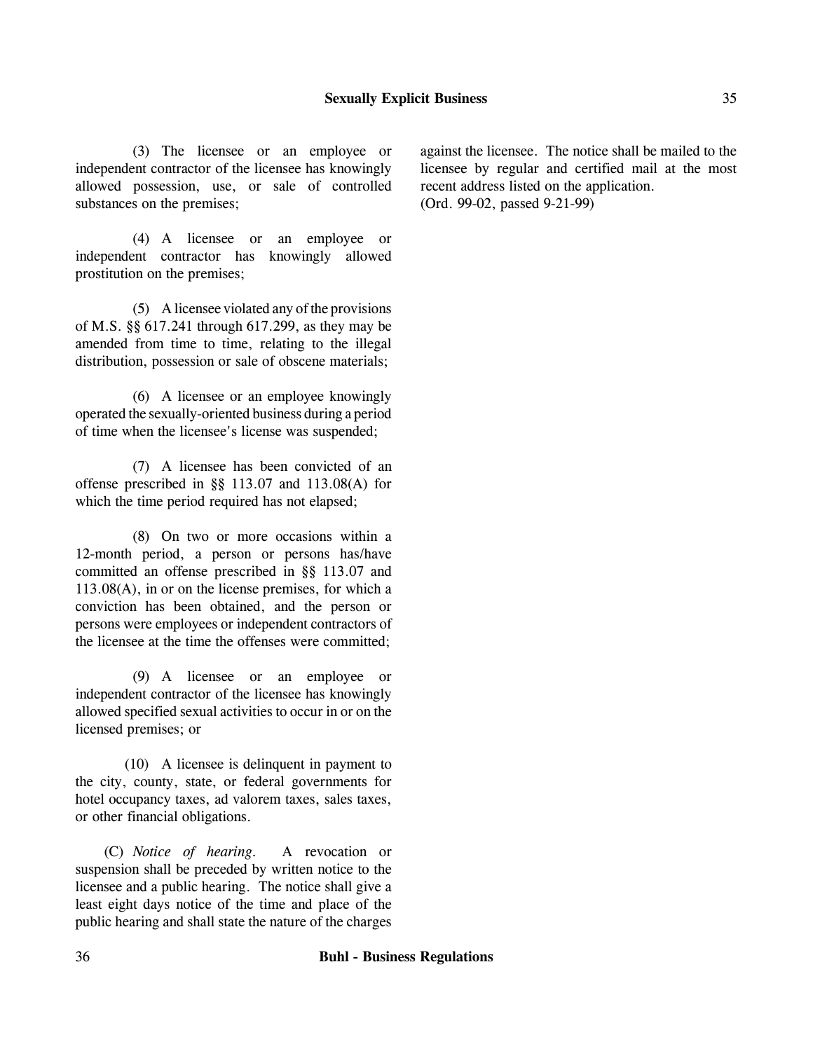(3) The licensee or an employee or independent contractor of the licensee has knowingly allowed possession, use, or sale of controlled substances on the premises;

(4) A licensee or an employee or independent contractor has knowingly allowed prostitution on the premises;

(5) A licensee violated any of the provisions of M.S. §§ 617.241 through 617.299, as they may be amended from time to time, relating to the illegal distribution, possession or sale of obscene materials;

(6) A licensee or an employee knowingly operated the sexually-oriented business during a period of time when the licensee's license was suspended;

(7) A licensee has been convicted of an offense prescribed in §§ 113.07 and 113.08(A) for which the time period required has not elapsed;

(8) On two or more occasions within a 12-month period, a person or persons has/have committed an offense prescribed in §§ 113.07 and 113.08(A), in or on the license premises, for which a conviction has been obtained, and the person or persons were employees or independent contractors of the licensee at the time the offenses were committed;

(9) A licensee or an employee or independent contractor of the licensee has knowingly allowed specified sexual activities to occur in or on the licensed premises; or

(10) A licensee is delinquent in payment to the city, county, state, or federal governments for hotel occupancy taxes, ad valorem taxes, sales taxes, or other financial obligations.

(C) *Notice of hearing.* A revocation or suspension shall be preceded by written notice to the licensee and a public hearing. The notice shall give a least eight days notice of the time and place of the public hearing and shall state the nature of the charges against the licensee. The notice shall be mailed to the licensee by regular and certified mail at the most recent address listed on the application.

(Ord. 99-02, passed 9-21-99)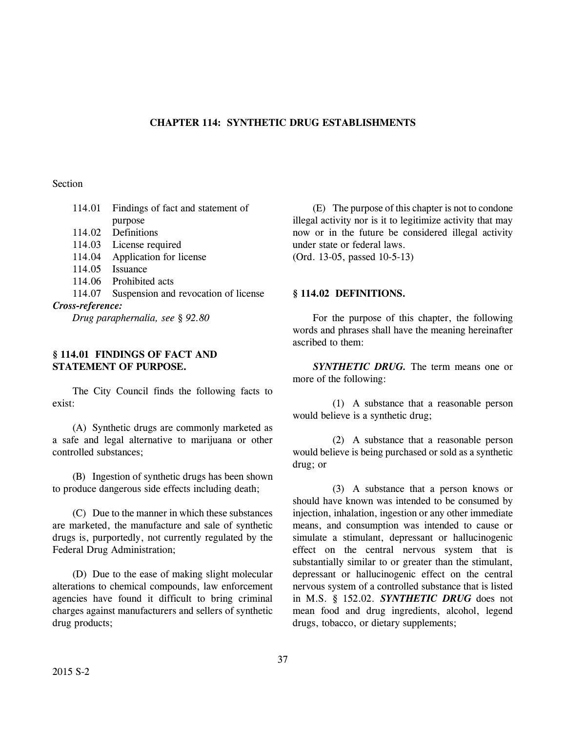# CHAPTER 114: SYNTHETIC DRUG ESTABLISHMENTS

Section

- 114.01 Findings of fact and statement of purpose
- 114.02 Definitions
- 114.03 License required
- 114.04 Application for license
- 114.05 Issuance
- 114.06 Prohibited acts
- 114.07 Suspension and revocation of license

***Cross-reference:***

*Drug paraphernalia, see § 92.80*

## § 114.01 FINDINGS OF FACT AND STATEMENT OF PURPOSE.

The City Council finds the following facts to exist:

(A) Synthetic drugs are commonly marketed as a safe and legal alternative to marijuana or other controlled substances;

(B) Ingestion of synthetic drugs has been shown to produce dangerous side effects including death;

(C) Due to the manner in which these substances are marketed, the manufacture and sale of synthetic drugs is, purportedly, not currently regulated by the Federal Drug Administration;

(D) Due to the ease of making slight molecular alterations to chemical compounds, law enforcement agencies have found it difficult to bring criminal charges against manufacturers and sellers of synthetic drug products;

(E) The purpose of this chapter is not to condone illegal activity nor is it to legitimize activity that may now or in the future be considered illegal activity under state or federal laws.
(Ord. 13-05, passed 10-5-13)

## § 114.02 DEFINITIONS.

For the purpose of this chapter, the following words and phrases shall have the meaning hereinafter ascribed to them:

***SYNTHETIC DRUG.*** The term means one or more of the following:

(1) A substance that a reasonable person would believe is a synthetic drug;

(2) A substance that a reasonable person would believe is being purchased or sold as a synthetic drug; or

(3) A substance that a person knows or should have known was intended to be consumed by injection, inhalation, ingestion or any other immediate means, and consumption was intended to cause or simulate a stimulant, depressant or hallucinogenic effect on the central nervous system that is substantially similar to or greater than the stimulant, depressant or hallucinogenic effect on the central nervous system of a controlled substance that is listed in M.S. § 152.02. ***SYNTHETIC DRUG*** does not mean food and drug ingredients, alcohol, legend drugs, tobacco, or dietary supplements;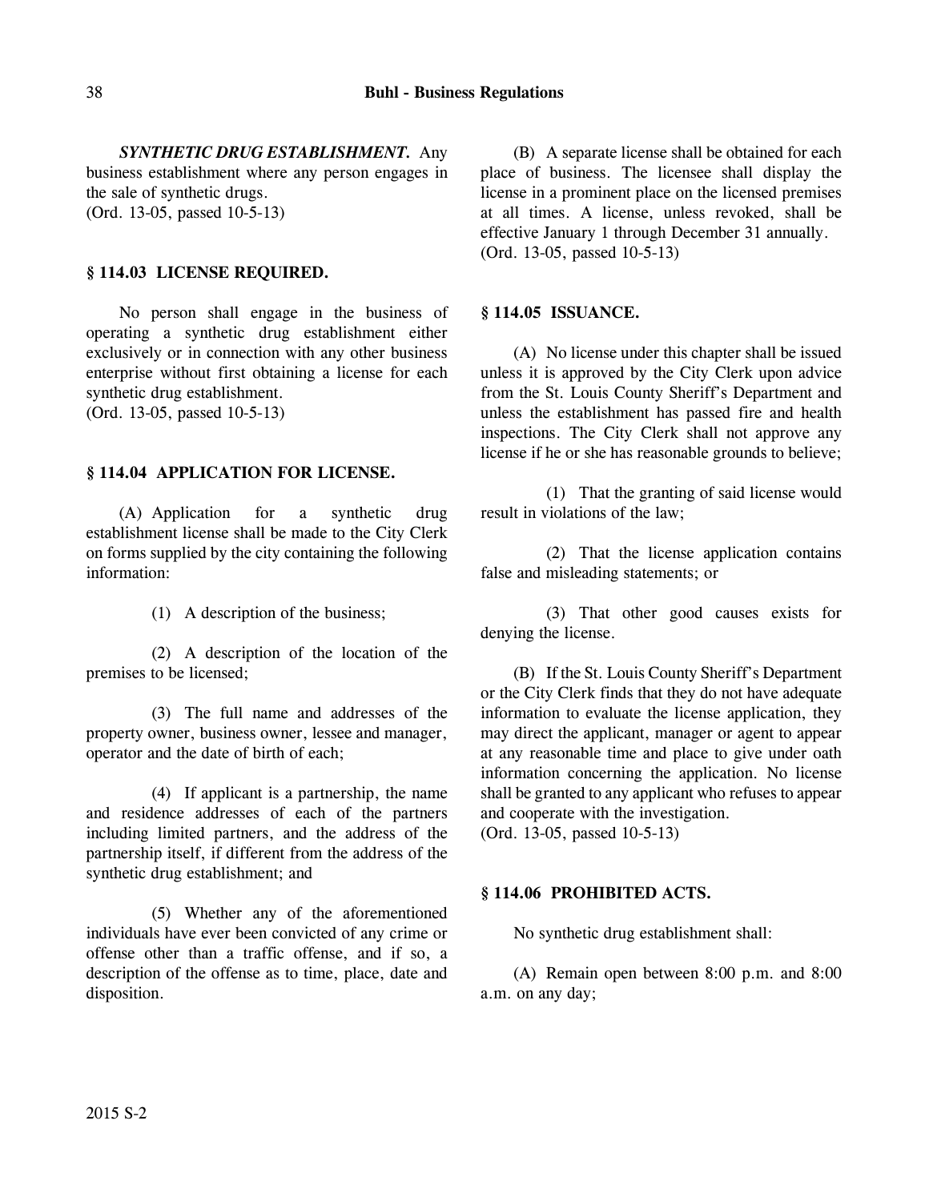***SYNTHETIC DRUG ESTABLISHMENT.*** Any business establishment where any person engages in the sale of synthetic drugs.
(Ord. 13-05, passed 10-5-13)

## § 114.03 LICENSE REQUIRED.

No person shall engage in the business of operating a synthetic drug establishment either exclusively or in connection with any other business enterprise without first obtaining a license for each synthetic drug establishment.
(Ord. 13-05, passed 10-5-13)

## § 114.04 APPLICATION FOR LICENSE.

(A) Application for a synthetic drug establishment license shall be made to the City Clerk on forms supplied by the city containing the following information:

(1) A description of the business;

(2) A description of the location of the premises to be licensed;

(3) The full name and addresses of the property owner, business owner, lessee and manager, operator and the date of birth of each;

(4) If applicant is a partnership, the name and residence addresses of each of the partners including limited partners, and the address of the partnership itself, if different from the address of the synthetic drug establishment; and

(5) Whether any of the aforementioned individuals have ever been convicted of any crime or offense other than a traffic offense, and if so, a description of the offense as to time, place, date and disposition.

(B) A separate license shall be obtained for each place of business. The licensee shall display the license in a prominent place on the licensed premises at all times. A license, unless revoked, shall be effective January 1 through December 31 annually.
(Ord. 13-05, passed 10-5-13)

## § 114.05 ISSUANCE.

(A) No license under this chapter shall be issued unless it is approved by the City Clerk upon advice from the St. Louis County Sheriff's Department and unless the establishment has passed fire and health inspections. The City Clerk shall not approve any license if he or she has reasonable grounds to believe;

(1) That the granting of said license would result in violations of the law;

(2) That the license application contains false and misleading statements; or

(3) That other good causes exists for denying the license.

(B) If the St. Louis County Sheriff's Department or the City Clerk finds that they do not have adequate information to evaluate the license application, they may direct the applicant, manager or agent to appear at any reasonable time and place to give under oath information concerning the application. No license shall be granted to any applicant who refuses to appear and cooperate with the investigation.
(Ord. 13-05, passed 10-5-13)

## § 114.06 PROHIBITED ACTS.

No synthetic drug establishment shall:

(A) Remain open between 8:00 p.m. and 8:00 a.m. on any day;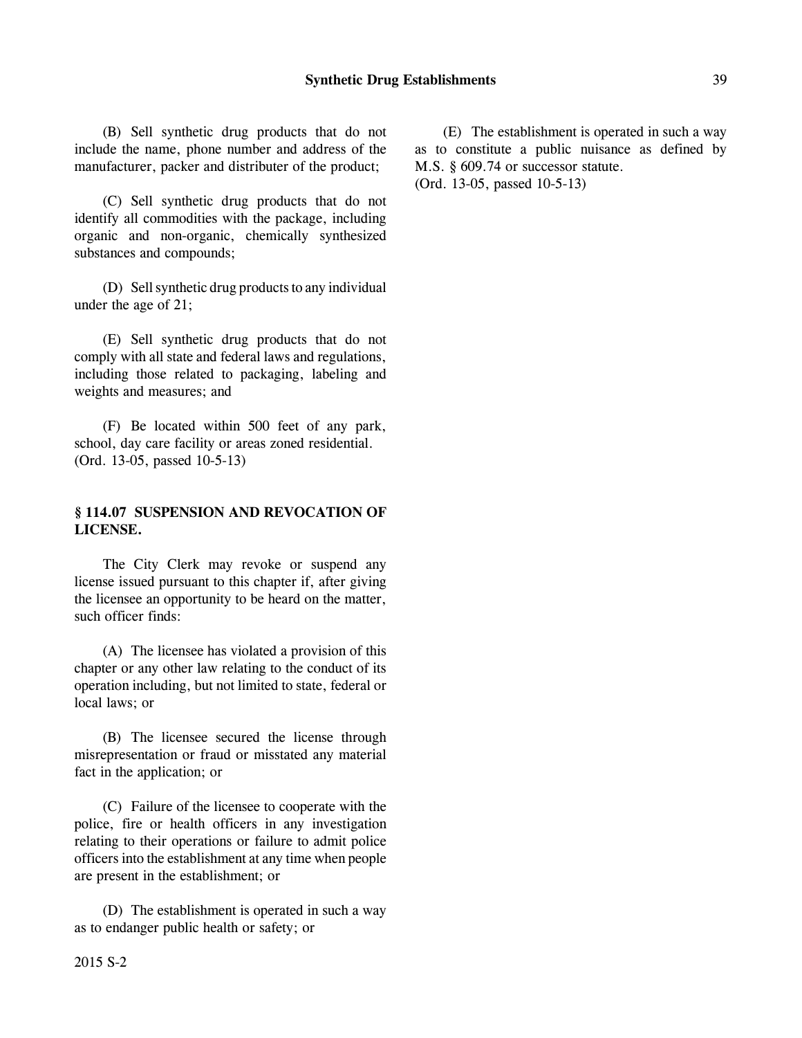(B) Sell synthetic drug products that do not include the name, phone number and address of the manufacturer, packer and distributer of the product;

(C) Sell synthetic drug products that do not identify all commodities with the package, including organic and non-organic, chemically synthesized substances and compounds;

(D) Sell synthetic drug products to any individual under the age of 21;

(E) Sell synthetic drug products that do not comply with all state and federal laws and regulations, including those related to packaging, labeling and weights and measures; and

(F) Be located within 500 feet of any park, school, day care facility or areas zoned residential.
(Ord. 13-05, passed 10-5-13)

**§ 114.07 SUSPENSION AND REVOCATION OF LICENSE.**

The City Clerk may revoke or suspend any license issued pursuant to this chapter if, after giving the licensee an opportunity to be heard on the matter, such officer finds:

(A) The licensee has violated a provision of this chapter or any other law relating to the conduct of its operation including, but not limited to, state, federal or local laws; or

(B) The licensee secured the license through misrepresentation or fraud or misstated any material fact in the application; or

(C) Failure of the licensee to cooperate with the police, fire or health officers in any investigation relating to their operations or failure to admit police officers into the establishment at any time when people are present in the establishment; or

(D) The establishment is operated in such a way as to endanger public health or safety; or

(E) The establishment is operated in such a way as to constitute a public nuisance as defined by M.S. § 609.74 or successor statute.
(Ord. 13-05, passed 10-5-13)